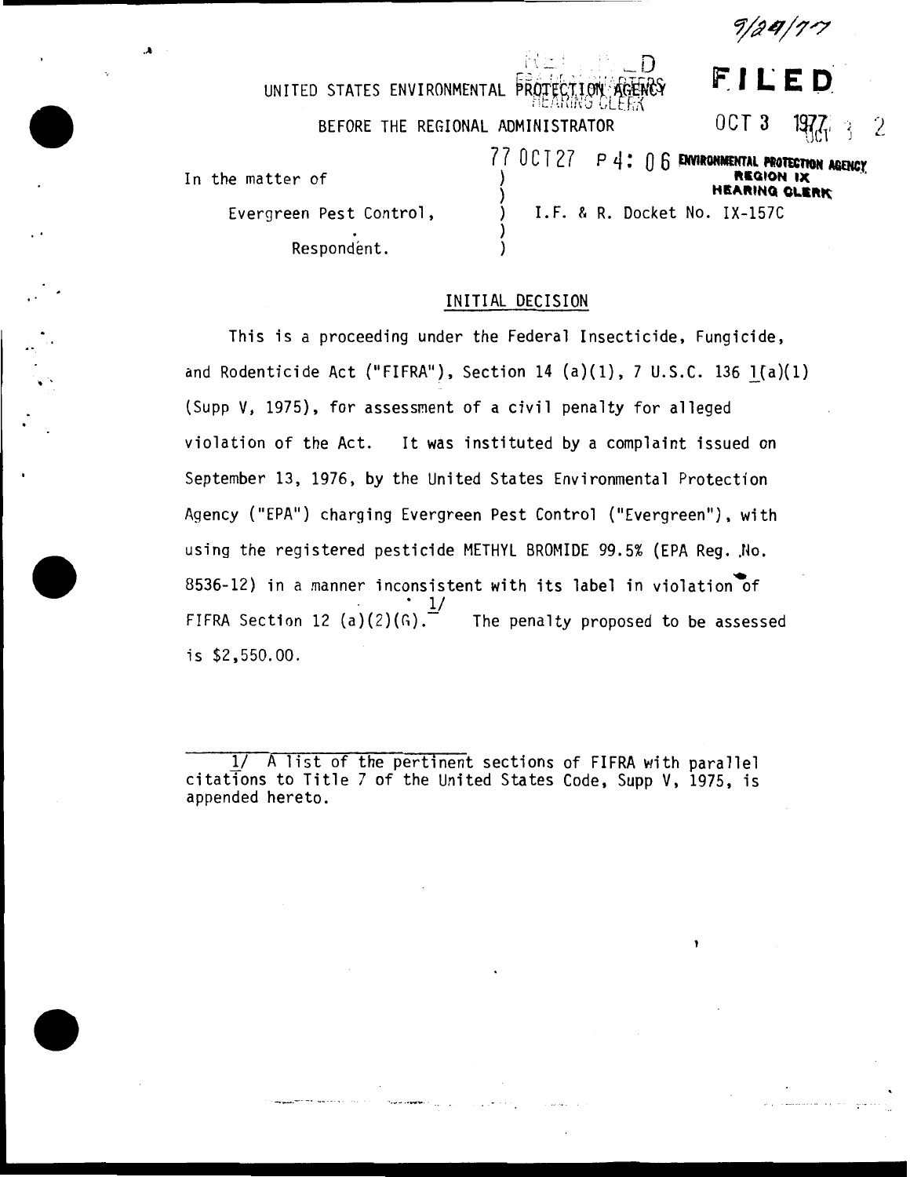9/29/77

UNITED STATES ENVIRONMENTAL PROTECTION AGENCY

BEFORE THE REGIONAL ADMINISTRATOR

**FILED**

OCT 3 1977

77 OCT 27 P 4: 06 ENVIRONMENTAL PROTECTION AGENCY REGION IX HEARING CLERK

In the matter of )
 )
Evergreen Pest Control, ) I.F. & R. Docket No. IX-157C
 )
Respondent. )

## INITIAL DECISION

This is a proceeding under the Federal Insecticide, Fungicide, and Rodenticide Act ("FIFRA"), Section 14 (a)(1), 7 U.S.C. 136 l(a)(1) (Supp V, 1975), for assessment of a civil penalty for alleged violation of the Act. It was instituted by a complaint issued on September 13, 1976, by the United States Environmental Protection Agency ("EPA") charging Evergreen Pest Control ("Evergreen"), with using the registered pesticide METHYL BROMIDE 99.5% (EPA Reg. No. 8536-12) in a manner inconsistent with its label in violation of FIFRA Section 12 (a)(2)(G).[1/] The penalty proposed to be assessed is $2,550.00.

---

1/ A list of the pertinent sections of FIFRA with parallel citations to Title 7 of the United States Code, Supp V, 1975, is appended hereto.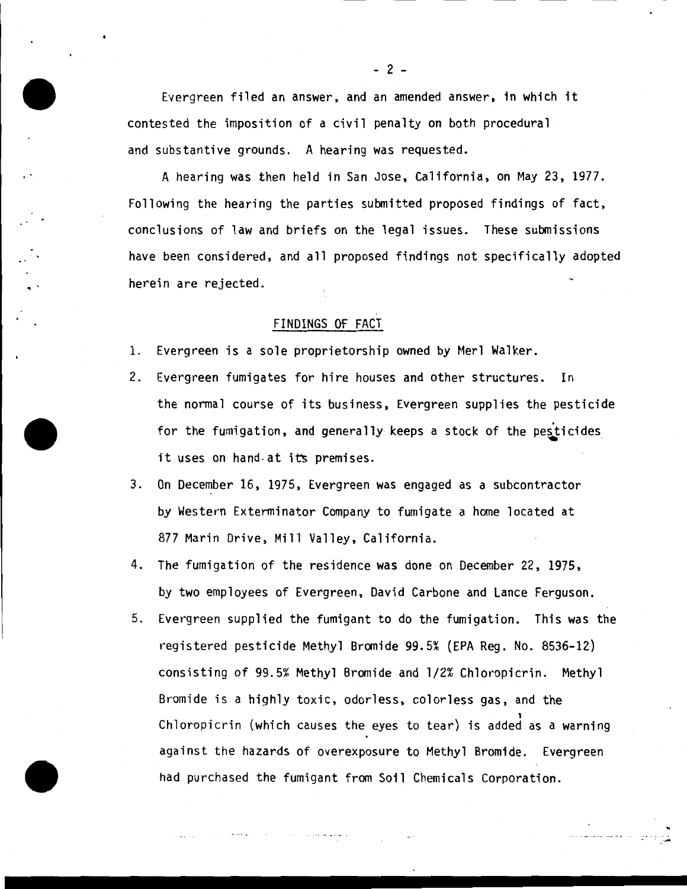Evergreen filed an answer, and an amended answer, in which it contested the imposition of a civil penalty on both procedural and substantive grounds. A hearing was requested.

A hearing was then held in San Jose, California, on May 23, 1977. Following the hearing the parties submitted proposed findings of fact, conclusions of law and briefs on the legal issues. These submissions have been considered, and all proposed findings not specifically adopted herein are rejected.

## FINDINGS OF FACT

1. Evergreen is a sole proprietorship owned by Merl Walker.
2. Evergreen fumigates for hire houses and other structures. In the normal course of its business, Evergreen supplies the pesticide for the fumigation, and generally keeps a stock of the pesticides it uses on hand at its premises.
3. On December 16, 1975, Evergreen was engaged as a subcontractor by Western Exterminator Company to fumigate a home located at 877 Marin Drive, Mill Valley, California.
4. The fumigation of the residence was done on December 22, 1975, by two employees of Evergreen, David Carbone and Lance Ferguson.
5. Evergreen supplied the fumigant to do the fumigation. This was the registered pesticide Methyl Bromide 99.5% (EPA Reg. No. 8536-12) consisting of 99.5% Methyl Bromide and 1/2% Chloropicrin. Methyl Bromide is a highly toxic, odorless, colorless gas, and the Chloropicrin (which causes the eyes to tear) is added as a warning against the hazards of overexposure to Methyl Bromide. Evergreen had purchased the fumigant from Soil Chemicals Corporation.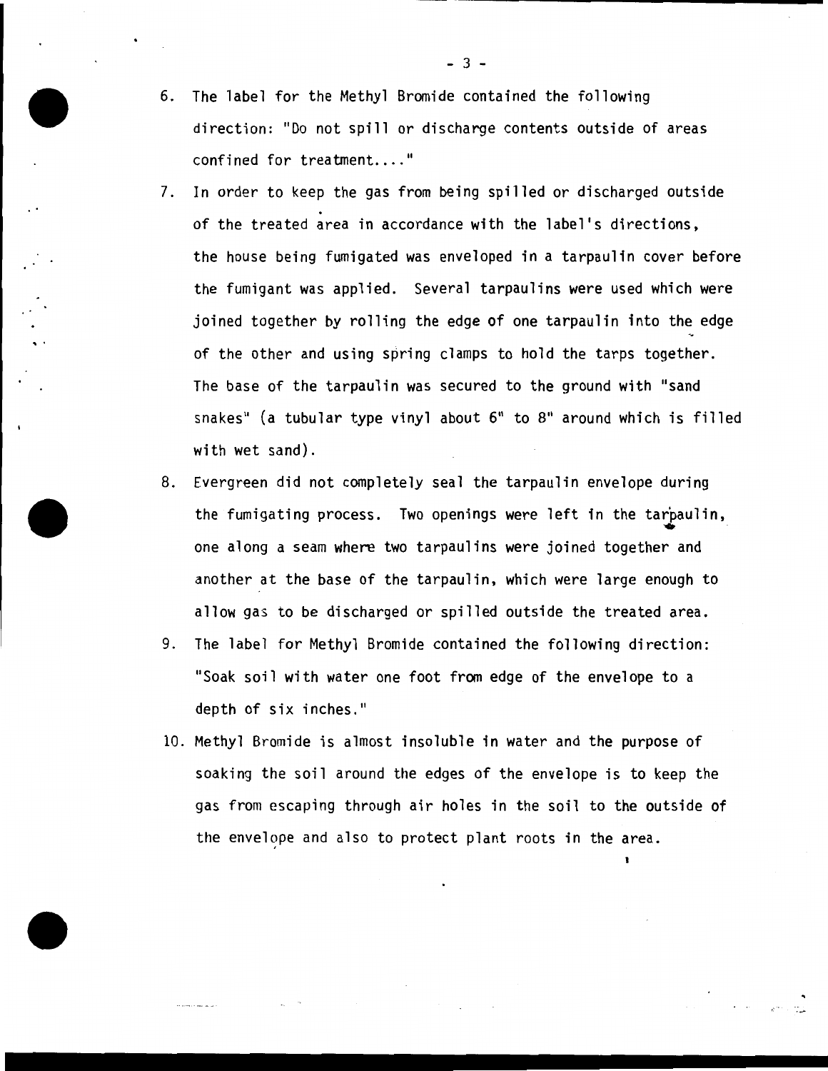6. The label for the Methyl Bromide contained the following direction: "Do not spill or discharge contents outside of areas confined for treatment...."

7. In order to keep the gas from being spilled or discharged outside of the treated area in accordance with the label's directions, the house being fumigated was enveloped in a tarpaulin cover before the fumigant was applied. Several tarpaulins were used which were joined together by rolling the edge of one tarpaulin into the edge of the other and using spring clamps to hold the tarps together. The base of the tarpaulin was secured to the ground with "sand snakes" (a tubular type vinyl about 6" to 8" around which is filled with wet sand).

8. Evergreen did not completely seal the tarpaulin envelope during the fumigating process. Two openings were left in the tarpaulin, one along a seam where two tarpaulins were joined together and another at the base of the tarpaulin, which were large enough to allow gas to be discharged or spilled outside the treated area.

9. The label for Methyl Bromide contained the following direction: "Soak soil with water one foot from edge of the envelope to a depth of six inches."

10. Methyl Bromide is almost insoluble in water and the purpose of soaking the soil around the edges of the envelope is to keep the gas from escaping through air holes in the soil to the outside of the envelope and also to protect plant roots in the area.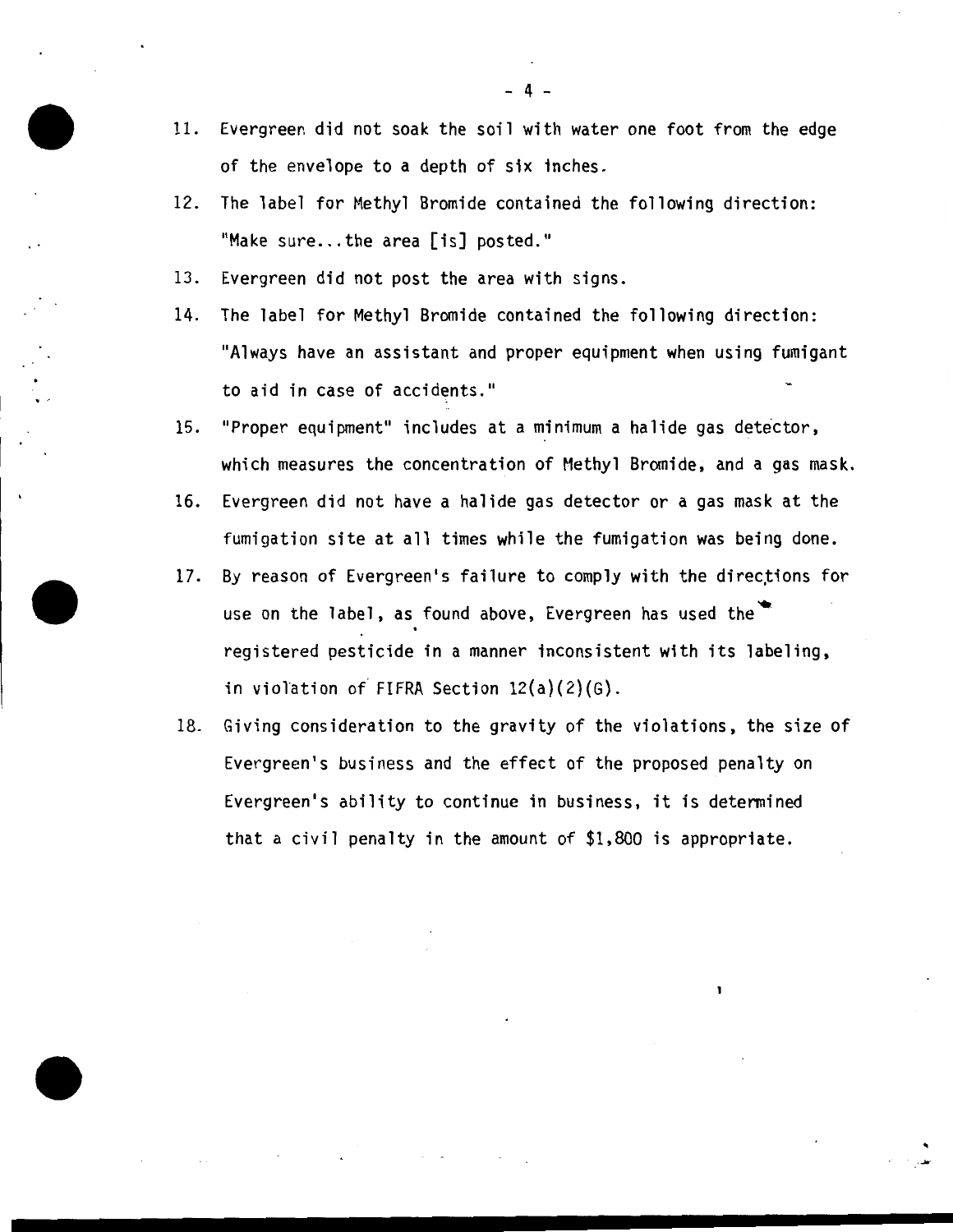11. Evergreen did not soak the soil with water one foot from the edge of the envelope to a depth of six inches.
12. The label for Methyl Bromide contained the following direction: "Make sure...the area [is] posted."
13. Evergreen did not post the area with signs.
14. The label for Methyl Bromide contained the following direction: "Always have an assistant and proper equipment when using fumigant to aid in case of accidents."
15. "Proper equipment" includes at a minimum a halide gas detector, which measures the concentration of Methyl Bromide, and a gas mask.
16. Evergreen did not have a halide gas detector or a gas mask at the fumigation site at all times while the fumigation was being done.
17. By reason of Evergreen's failure to comply with the directions for use on the label, as found above, Evergreen has used the registered pesticide in a manner inconsistent with its labeling, in violation of FIFRA Section 12(a)(2)(G).
18. Giving consideration to the gravity of the violations, the size of Evergreen's business and the effect of the proposed penalty on Evergreen's ability to continue in business, it is determined that a civil penalty in the amount of $1,800 is appropriate.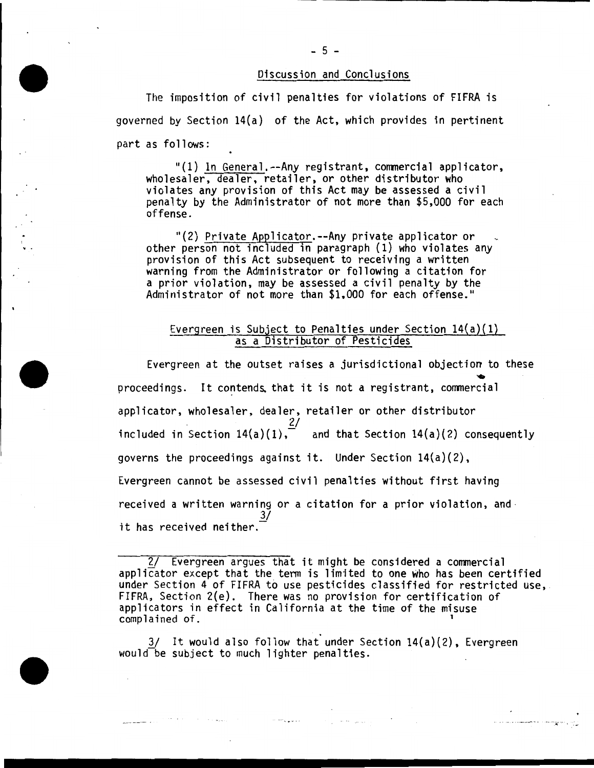## Discussion and Conclusions

The imposition of civil penalties for violations of FIFRA is governed by Section 14(a) of the Act, which provides in pertinent part as follows:

> "(1) In General.--Any registrant, commercial applicator, wholesaler, dealer, retailer, or other distributor who violates any provision of this Act may be assessed a civil penalty by the Administrator of not more than $5,000 for each offense.
>
> "(2) Private Applicator.--Any private applicator or other person not included in paragraph (1) who violates any provision of this Act subsequent to receiving a written warning from the Administrator or following a citation for a prior violation, may be assessed a civil penalty by the Administrator of not more than $1,000 for each offense."

### Evergreen is Subject to Penalties under Section 14(a)(1) as a Distributor of Pesticides

Evergreen at the outset raises a jurisdictional objection to these proceedings. It contends that it is not a registrant, commercial applicator, wholesaler, dealer, retailer or other distributor included in Section 14(a)(1),[2] and that Section 14(a)(2) consequently governs the proceedings against it. Under Section 14(a)(2), Evergreen cannot be assessed civil penalties without first having received a written warning or a citation for a prior violation, and it has received neither.[3]

---

2/ Evergreen argues that it might be considered a commercial applicator except that the term is limited to one who has been certified under Section 4 of FIFRA to use pesticides classified for restricted use, FIFRA, Section 2(e). There was no provision for certification of applicators in effect in California at the time of the misuse complained of.

3/ It would also follow that under Section 14(a)(2), Evergreen would be subject to much lighter penalties.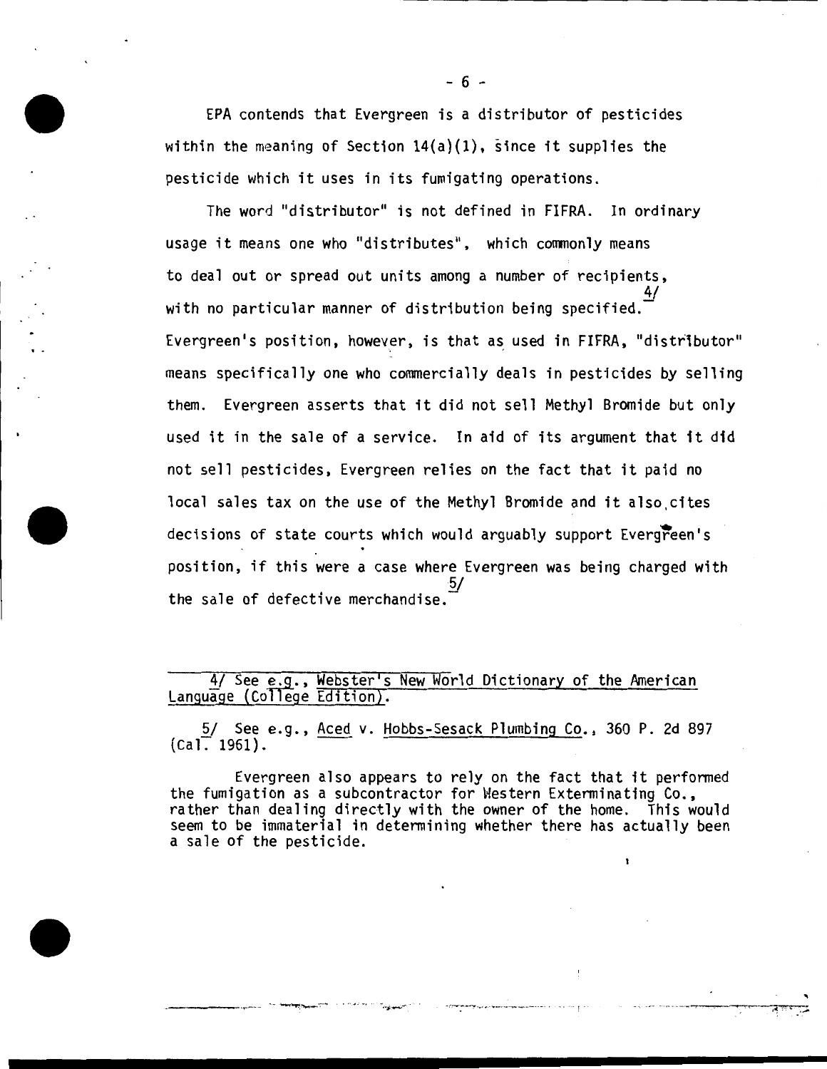EPA contends that Evergreen is a distributor of pesticides within the meaning of Section 14(a)(1), since it supplies the pesticide which it uses in its fumigating operations.

The word "distributor" is not defined in FIFRA. In ordinary usage it means one who "distributes", which commonly means to deal out or spread out units among a number of recipients, with no particular manner of distribution being specified.[4/] Evergreen's position, however, is that as used in FIFRA, "distributor" means specifically one who commercially deals in pesticides by selling them. Evergreen asserts that it did not sell Methyl Bromide but only used it in the sale of a service. In aid of its argument that it did not sell pesticides, Evergreen relies on the fact that it paid no local sales tax on the use of the Methyl Bromide and it also cites decisions of state courts which would arguably support Evergreen's position, if this were a case where Evergreen was being charged with the sale of defective merchandise.[5/]

---

4/ See e.g., Webster's New World Dictionary of the American Language (College Edition).

5/ See e.g., Aced v. Hobbs-Sesack Plumbing Co., 360 P. 2d 897 (Cal. 1961).

Evergreen also appears to rely on the fact that it performed the fumigation as a subcontractor for Western Exterminating Co., rather than dealing directly with the owner of the home. This would seem to be immaterial in determining whether there has actually been a sale of the pesticide.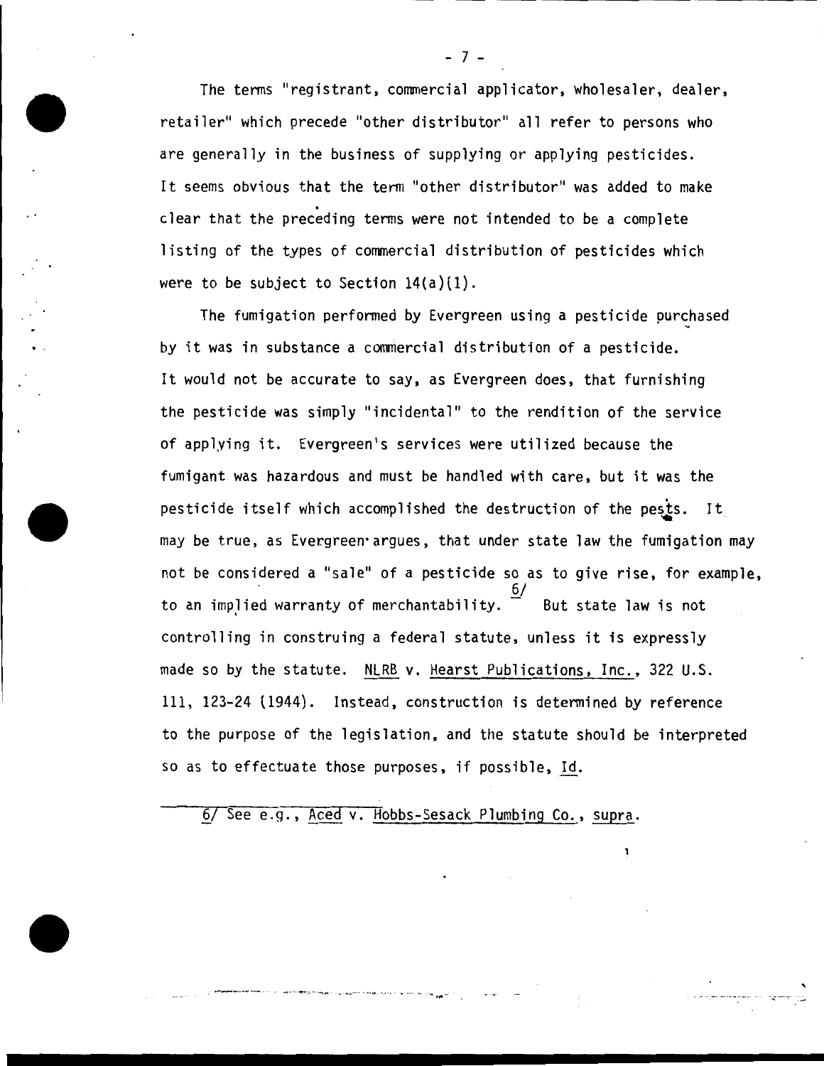The terms "registrant, commercial applicator, wholesaler, dealer, retailer" which precede "other distributor" all refer to persons who are generally in the business of supplying or applying pesticides. It seems obvious that the term "other distributor" was added to make clear that the preceding terms were not intended to be a complete listing of the types of commercial distribution of pesticides which were to be subject to Section 14(a)(1).

The fumigation performed by Evergreen using a pesticide purchased by it was in substance a commercial distribution of a pesticide. It would not be accurate to say, as Evergreen does, that furnishing the pesticide was simply "incidental" to the rendition of the service of applying it. Evergreen's services were utilized because the fumigant was hazardous and must be handled with care, but it was the pesticide itself which accomplished the destruction of the pests. It may be true, as Evergreen argues, that under state law the fumigation may not be considered a "sale" of a pesticide so as to give rise, for example, to an implied warranty of merchantability.[6/] But state law is not controlling in construing a federal statute, unless it is expressly made so by the statute. NLRB v. Hearst Publications, Inc., 322 U.S. 111, 123-24 (1944). Instead, construction is determined by reference to the purpose of the legislation, and the statute should be interpreted so as to effectuate those purposes, if possible, Id.

---

6/ See e.g., Aced v. Hobbs-Sesack Plumbing Co., supra.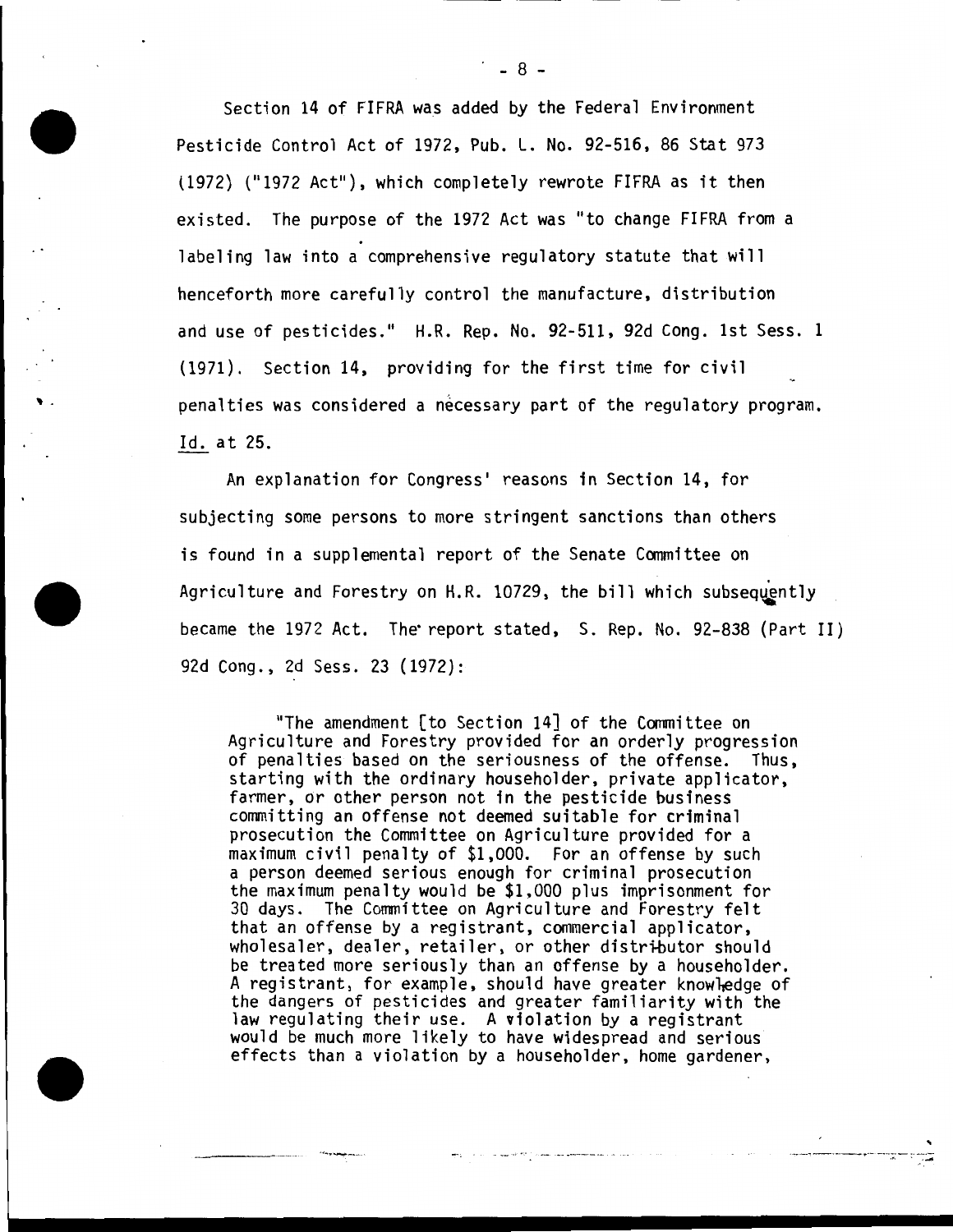Section 14 of FIFRA was added by the Federal Environment Pesticide Control Act of 1972, Pub. L. No. 92-516, 86 Stat 973 (1972) ("1972 Act"), which completely rewrote FIFRA as it then existed. The purpose of the 1972 Act was "to change FIFRA from a labeling law into a comprehensive regulatory statute that will henceforth more carefully control the manufacture, distribution and use of pesticides." H.R. Rep. No. 92-511, 92d Cong. 1st Sess. 1 (1971). Section 14, providing for the first time for civil penalties was considered a necessary part of the regulatory program. Id. at 25.

An explanation for Congress' reasons in Section 14, for subjecting some persons to more stringent sanctions than others is found in a supplemental report of the Senate Committee on Agriculture and Forestry on H.R. 10729, the bill which subsequently became the 1972 Act. The report stated, S. Rep. No. 92-838 (Part II) 92d Cong., 2d Sess. 23 (1972):

> "The amendment [to Section 14] of the Committee on Agriculture and Forestry provided for an orderly progression of penalties based on the seriousness of the offense. Thus, starting with the ordinary householder, private applicator, farmer, or other person not in the pesticide business commiting an offense not deemed suitable for criminal prosecution the Committee on Agriculture provided for a maximum civil penalty of $1,000. For an offense by such a person deemed serious enough for criminal prosecution the maximum penalty would be $1,000 plus imprisonment for 30 days. The Committee on Agriculture and Forestry felt that an offense by a registrant, commercial applicator, wholesaler, dealer, retailer, or other distributor should be treated more seriously than an offense by a householder. A registrant, for example, should have greater knowledge of the dangers of pesticides and greater familiarity with the law regulating their use. A violation by a registrant would be much more likely to have widespread and serious effects than a violation by a householder, home gardener,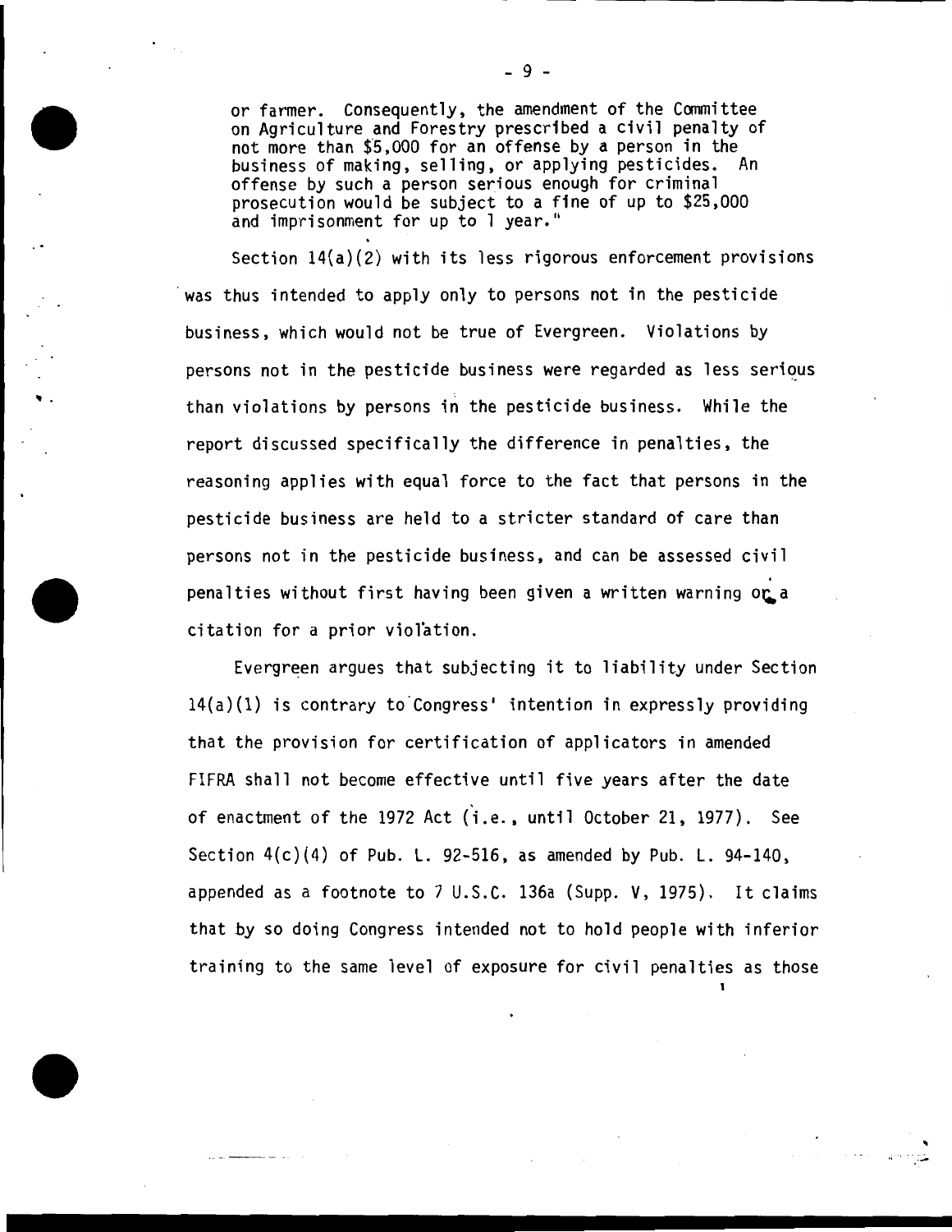or farmer. Consequently, the amendment of the Committee on Agriculture and Forestry prescribed a civil penalty of not more than $5,000 for an offense by a person in the business of making, selling, or applying pesticides. An offense by such a person serious enough for criminal prosecution would be subject to a fine of up to $25,000 and imprisonment for up to 1 year."

Section 14(a)(2) with its less rigorous enforcement provisions was thus intended to apply only to persons not in the pesticide business, which would not be true of Evergreen. Violations by persons not in the pesticide business were regarded as less serious than violations by persons in the pesticide business. While the report discussed specifically the difference in penalties, the reasoning applies with equal force to the fact that persons in the pesticide business are held to a stricter standard of care than persons not in the pesticide business, and can be assessed civil penalties without first having been given a written warning or a citation for a prior violation.

Evergreen argues that subjecting it to liability under Section 14(a)(1) is contrary to Congress' intention in expressly providing that the provision for certification of applicators in amended FIFRA shall not become effective until five years after the date of enactment of the 1972 Act (i.e., until October 21, 1977). See Section 4(c)(4) of Pub. L. 92-516, as amended by Pub. L. 94-140, appended as a footnote to 7 U.S.C. 136a (Supp. V, 1975). It claims that by so doing Congress intended not to hold people with inferior training to the same level of exposure for civil penalties as those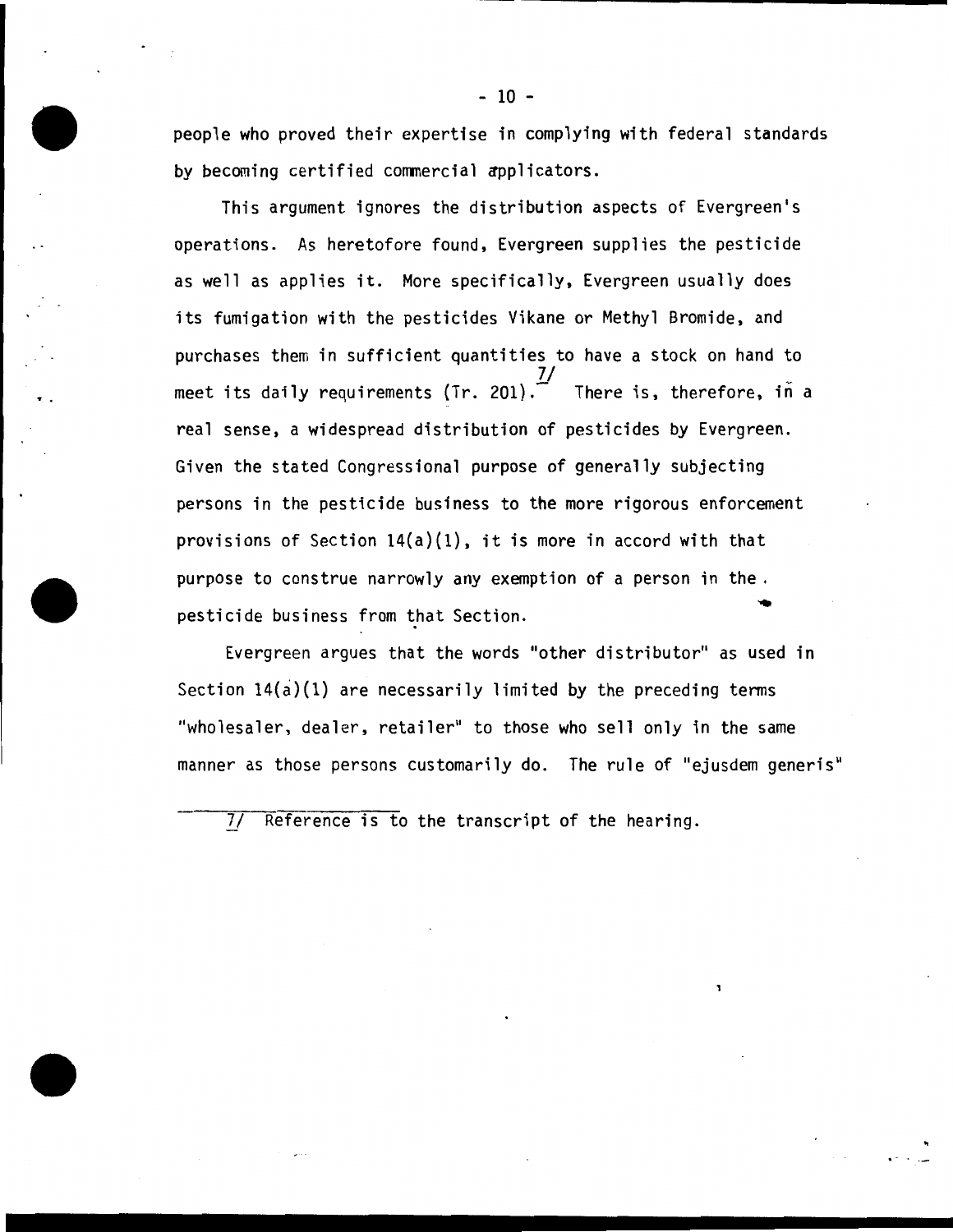people who proved their expertise in complying with federal standards by becoming certified commercial applicators.

This argument ignores the distribution aspects of Evergreen's operations. As heretofore found, Evergreen supplies the pesticide as well as applies it. More specifically, Evergreen usually does its fumigation with the pesticides Vikane or Methyl Bromide, and purchases them in sufficient quantities to have a stock on hand to meet its daily requirements (Tr. 201).[7] There is, therefore, in a real sense, a widespread distribution of pesticides by Evergreen. Given the stated Congressional purpose of generally subjecting persons in the pesticide business to the more rigorous enforcement provisions of Section 14(a)(1), it is more in accord with that purpose to construe narrowly any exemption of a person in the pesticide business from that Section.

Evergreen argues that the words "other distributor" as used in Section 14(a)(1) are necessarily limited by the preceding terms "wholesaler, dealer, retailer" to those who sell only in the same manner as those persons customarily do. The rule of "ejusdem generis"

---

7/ Reference is to the transcript of the hearing.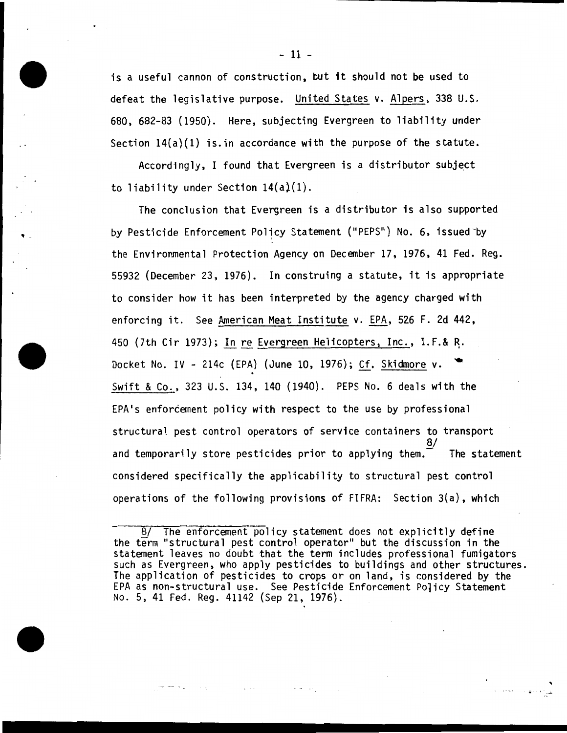is a useful cannon of construction, but it should not be used to defeat the legislative purpose. United States v. Alpers, 338 U.S. 680, 682-83 (1950). Here, subjecting Evergreen to liability under Section 14(a)(1) is in accordance with the purpose of the statute.

Accordingly, I found that Evergreen is a distributor subject to liability under Section 14(a)(1).

The conclusion that Evergreen is a distributor is also supported by Pesticide Enforcement Policy Statement ("PEPS") No. 6, issued by the Environmental Protection Agency on December 17, 1976, 41 Fed. Reg. 55932 (December 23, 1976). In construing a statute, it is appropriate to consider how it has been interpreted by the agency charged with enforcing it. See American Meat Institute v. EPA, 526 F. 2d 442, 450 (7th Cir 1973); In re Evergreen Helicopters, Inc., I.F.& R. Docket No. IV - 214c (EPA) (June 10, 1976); Cf. Skidmore v. Swift & Co., 323 U.S. 134, 140 (1940). PEPS No. 6 deals with the EPA's enforcement policy with respect to the use by professional structural pest control operators of service containers to transport and temporarily store pesticides prior to applying them.[8/] The statement considered specifically the applicability to structural pest control operations of the following provisions of FIFRA: Section 3(a), which

---

8/ The enforcement policy statement does not explicitly define the term "structural pest control operator" but the discussion in the statement leaves no doubt that the term includes professional fumigators such as Evergreen, who apply pesticides to buildings and other structures. The application of pesticides to crops or on land, is considered by the EPA as non-structural use. See Pesticide Enforcement Policy Statement No. 5, 41 Fed. Reg. 41142 (Sep 21, 1976).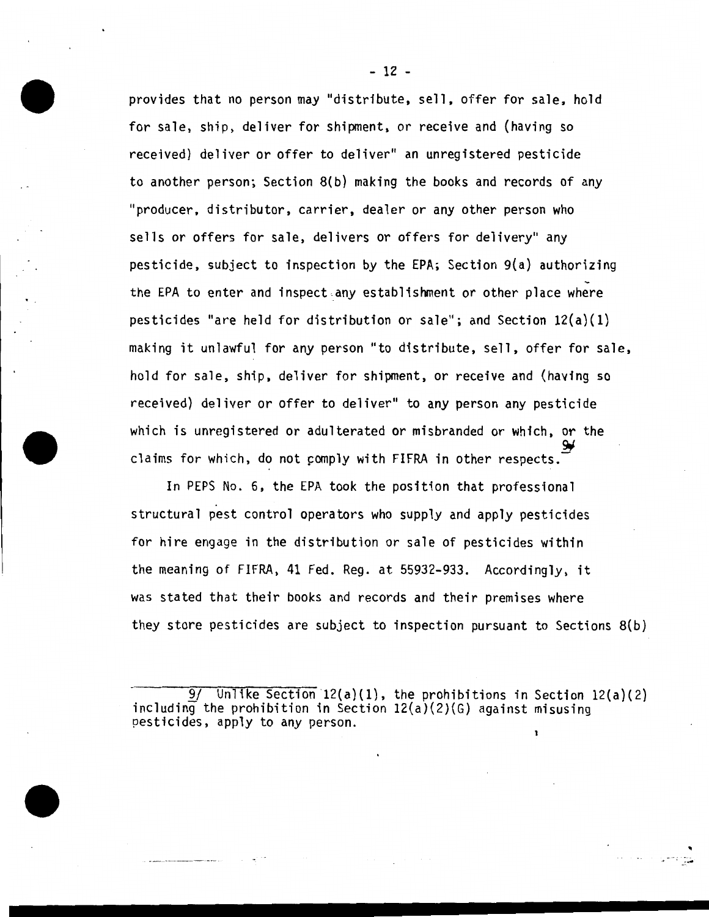provides that no person may "distribute, sell, offer for sale, hold for sale, ship, deliver for shipment, or receive and (having so received) deliver or offer to deliver" an unregistered pesticide to another person; Section 8(b) making the books and records of any "producer, distributor, carrier, dealer or any other person who sells or offers for sale, delivers or offers for delivery" any pesticide, subject to inspection by the EPA; Section 9(a) authorizing the EPA to enter and inspect any establishment or other place where pesticides "are held for distribution or sale"; and Section 12(a)(1) making it unlawful for any person "to distribute, sell, offer for sale, hold for sale, ship, deliver for shipment, or receive and (having so received) deliver or offer to deliver" to any person any pesticide which is unregistered or adulterated or misbranded or which, or the claims for which, do not comply with FIFRA in other respects.[9]

In PEPS No. 6, the EPA took the position that professional structural pest control operators who supply and apply pesticides for hire engage in the distribution or sale of pesticides within the meaning of FIFRA, 41 Fed. Reg. at 55932-933. Accordingly, it was stated that their books and records and their premises where they store pesticides are subject to inspection pursuant to Sections 8(b)

---

9/ Unlike Section 12(a)(1), the prohibitions in Section 12(a)(2) including the prohibition in Section 12(a)(2)(G) against misusing pesticides, apply to any person.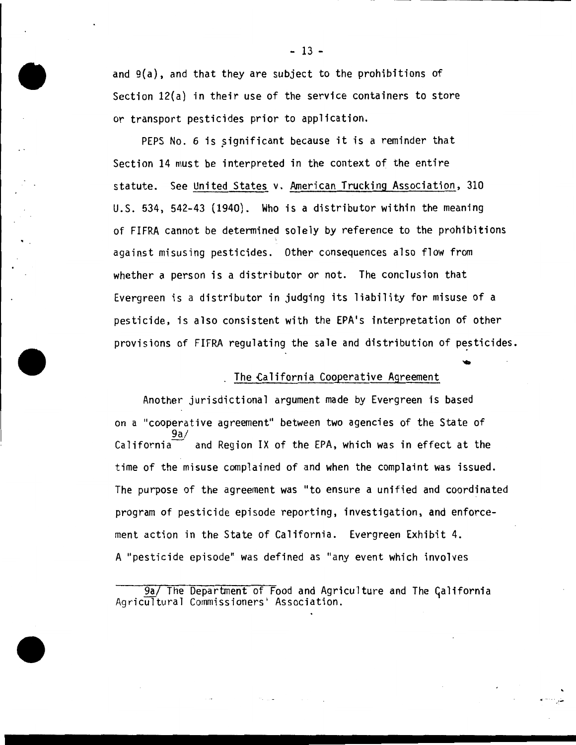and 9(a), and that they are subject to the prohibitions of Section 12(a) in their use of the service containers to store or transport pesticides prior to application.

PEPS No. 6 is significant because it is a reminder that Section 14 must be interpreted in the context of the entire statute. See United States v. American Trucking Association, 310 U.S. 534, 542-43 (1940). Who is a distributor within the meaning of FIFRA cannot be determined solely by reference to the prohibitions against misusing pesticides. Other consequences also flow from whether a person is a distributor or not. The conclusion that Evergreen is a distributor in judging its liability for misuse of a pesticide, is also consistent with the EPA's interpretation of other provisions of FIFRA regulating the sale and distribution of pesticides.

## The California Cooperative Agreement

Another jurisdictional argument made by Evergreen is based on a "cooperative agreement" between two agencies of the State of California[9a] and Region IX of the EPA, which was in effect at the time of the misuse complained of and when the complaint was issued. The purpose of the agreement was "to ensure a unified and coordinated program of pesticide episode reporting, investigation, and enforcement action in the State of California. Evergreen Exhibit 4. A "pesticide episode" was defined as "any event which involves

---

9a/ The Department of Food and Agriculture and The California Agricultural Commissioners' Association.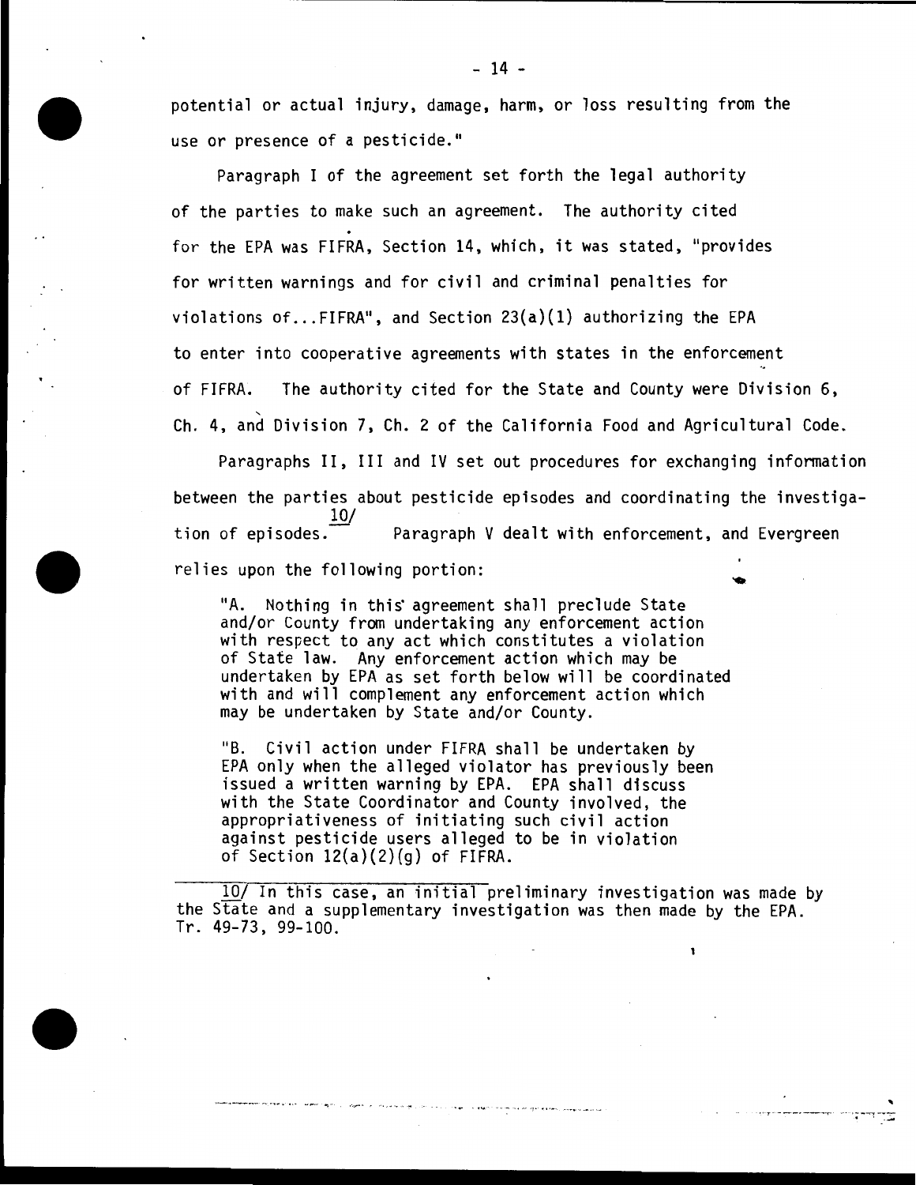potential or actual injury, damage, harm, or loss resulting from the use or presence of a pesticide."

Paragraph I of the agreement set forth the legal authority of the parties to make such an agreement. The authority cited for the EPA was FIFRA, Section 14, which, it was stated, "provides for written warnings and for civil and criminal penalties for violations of...FIFRA", and Section 23(a)(1) authorizing the EPA to enter into cooperative agreements with states in the enforcement of FIFRA. The authority cited for the State and County were Division 6, Ch. 4, and Division 7, Ch. 2 of the California Food and Agricultural Code.

Paragraphs II, III and IV set out procedures for exchanging information between the parties about pesticide episodes and coordinating the investigation of episodes.[10/] Paragraph V dealt with enforcement, and Evergreen relies upon the following portion:

> "A. Nothing in this agreement shall preclude State and/or County from undertaking any enforcement action with respect to any act which constitutes a violation of State law. Any enforcement action which may be undertaken by EPA as set forth below will be coordinated with and will complement any enforcement action which may be undertaken by State and/or County.
>
> "B. Civil action under FIFRA shall be undertaken by EPA only when the alleged violator has previously been issued a written warning by EPA. EPA shall discuss with the State Coordinator and County involved, the appropriativeness of initiating such civil action against pesticide users alleged to be in violation of Section 12(a)(2)(g) of FIFRA.

---

10/ In this case, an initial preliminary investigation was made by the State and a supplementary investigation was then made by the EPA. Tr. 49-73, 99-100.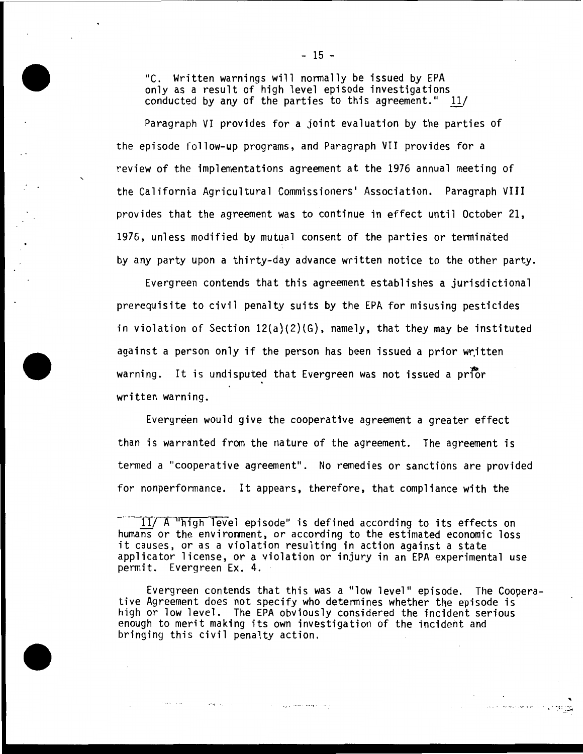"C. Written warnings will normally be issued by EPA only as a result of high level episode investigations conducted by any of the parties to this agreement." 11/

Paragraph VI provides for a joint evaluation by the parties of the episode follow-up programs, and Paragraph VII provides for a review of the implementations agreement at the 1976 annual meeting of the California Agricultural Commissioners' Association. Paragraph VIII provides that the agreement was to continue in effect until October 21, 1976, unless modified by mutual consent of the parties or terminated by any party upon a thirty-day advance written notice to the other party.

Evergreen contends that this agreement establishes a jurisdictional prerequisite to civil penalty suits by the EPA for misusing pesticides in violation of Section 12(a)(2)(G), namely, that they may be instituted against a person only if the person has been issued a prior written warning. It is undisputed that Evergreen was not issued a prior written warning.

Evergreen would give the cooperative agreement a greater effect than is warranted from the nature of the agreement. The agreement is termed a "cooperative agreement". No remedies or sanctions are provided for nonperformance. It appears, therefore, that compliance with the

---

11/ A "high level episode" is defined according to its effects on humans or the environment, or according to the estimated economic loss it causes, or as a violation resulting in action against a state applicator license, or a violation or injury in an EPA experimental use permit. Evergreen Ex. 4.

Evergreen contends that this was a "low level" episode. The Cooperative Agreement does not specify who determines whether the episode is high or low level. The EPA obviously considered the incident serious enough to merit making its own investigation of the incident and bringing this civil penalty action.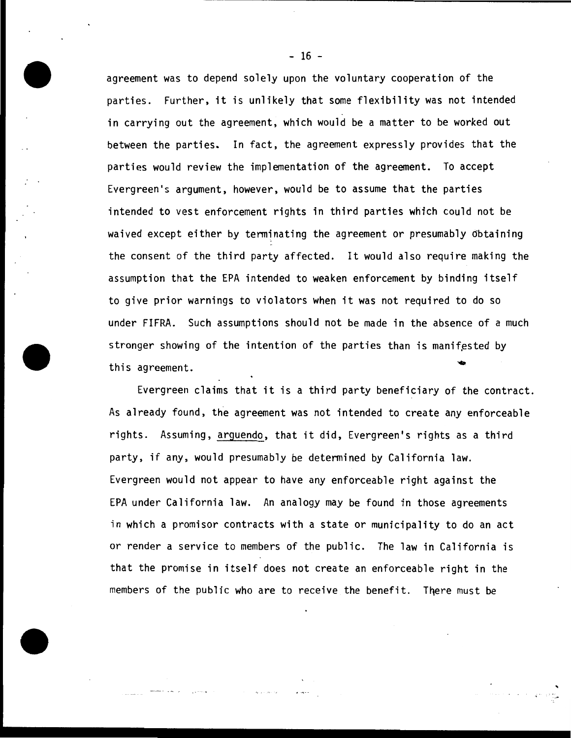agreement was to depend solely upon the voluntary cooperation of the parties. Further, it is unlikely that some flexibility was not intended in carrying out the agreement, which would be a matter to be worked out between the parties. In fact, the agreement expressly provides that the parties would review the implementation of the agreement. To accept Evergreen's argument, however, would be to assume that the parties intended to vest enforcement rights in third parties which could not be waived except either by terminating the agreement or presumably obtaining the consent of the third party affected. It would also require making the assumption that the EPA intended to weaken enforcement by binding itself to give prior warnings to violators when it was not required to do so under FIFRA. Such assumptions should not be made in the absence of a much stronger showing of the intention of the parties than is manifested by this agreement.

Evergreen claims that it is a third party beneficiary of the contract. As already found, the agreement was not intended to create any enforceable rights. Assuming, arguendo, that it did, Evergreen's rights as a third party, if any, would presumably be determined by California law. Evergreen would not appear to have any enforceable right against the EPA under California law. An analogy may be found in those agreements in which a promisor contracts with a state or municipality to do an act or render a service to members of the public. The law in California is that the promise in itself does not create an enforceable right in the members of the public who are to receive the benefit. There must be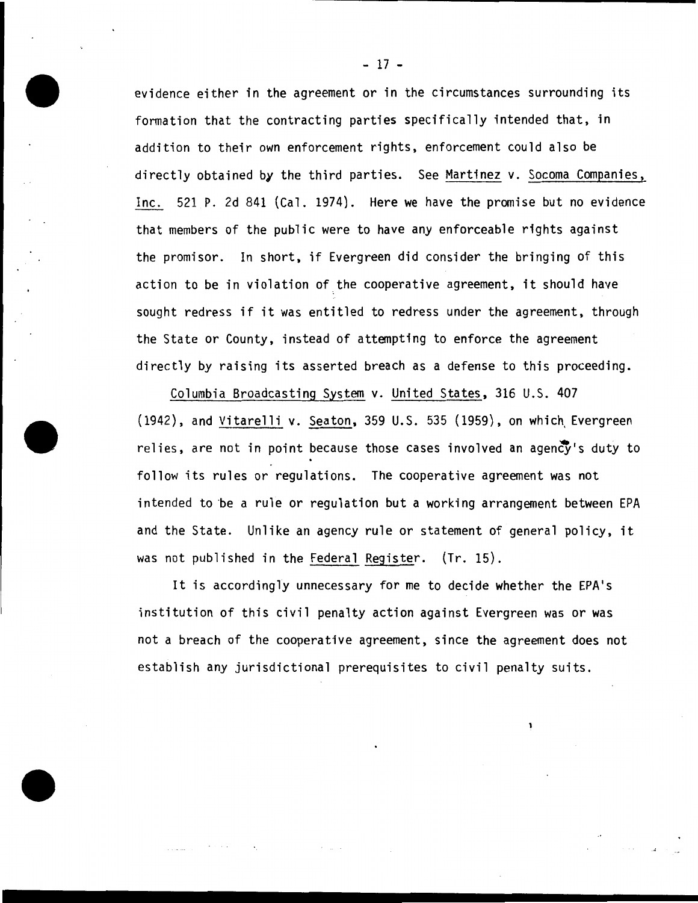evidence either in the agreement or in the circumstances surrounding its formation that the contracting parties specifically intended that, in addition to their own enforcement rights, enforcement could also be directly obtained by the third parties. See Martinez v. Socoma Companies, Inc. 521 P. 2d 841 (Cal. 1974). Here we have the promise but no evidence that members of the public were to have any enforceable rights against the promisor. In short, if Evergreen did consider the bringing of this action to be in violation of the cooperative agreement, it should have sought redress if it was entitled to redress under the agreement, through the State or County, instead of attempting to enforce the agreement directly by raising its asserted breach as a defense to this proceeding.

Columbia Broadcasting System v. United States, 316 U.S. 407 (1942), and Vitarelli v. Seaton, 359 U.S. 535 (1959), on which Evergreen relies, are not in point because those cases involved an agency's duty to follow its rules or regulations. The cooperative agreement was not intended to be a rule or regulation but a working arrangement between EPA and the State. Unlike an agency rule or statement of general policy, it was not published in the Federal Register. (Tr. 15).

It is accordingly unnecessary for me to decide whether the EPA's institution of this civil penalty action against Evergreen was or was not a breach of the cooperative agreement, since the agreement does not establish any jurisdictional prerequisites to civil penalty suits.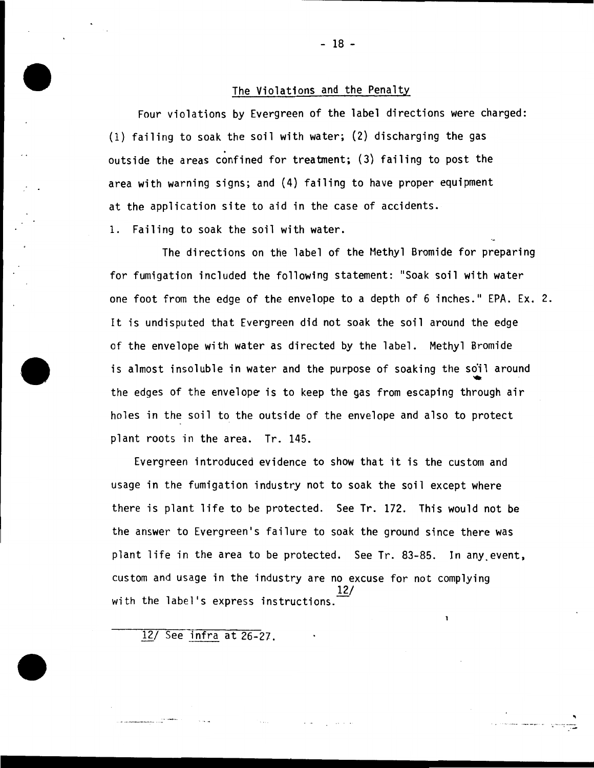## The Violations and the Penalty

Four violations by Evergreen of the label directions were charged: (1) failing to soak the soil with water; (2) discharging the gas outside the areas confined for treatment; (3) failing to post the area with warning signs; and (4) failing to have proper equipment at the application site to aid in the case of accidents.

1. Failing to soak the soil with water.

The directions on the label of the Methyl Bromide for preparing for fumigation included the following statement: "Soak soil with water one foot from the edge of the envelope to a depth of 6 inches." EPA. Ex. 2. It is undisputed that Evergreen did not soak the soil around the edge of the envelope with water as directed by the label. Methyl Bromide is almost insoluble in water and the purpose of soaking the soil around the edges of the envelope is to keep the gas from escaping through air holes in the soil to the outside of the envelope and also to protect plant roots in the area. Tr. 145.

Evergreen introduced evidence to show that it is the custom and usage in the fumigation industry not to soak the soil except where there is plant life to be protected. See Tr. 172. This would not be the answer to Evergreen's failure to soak the ground since there was plant life in the area to be protected. See Tr. 83-85. In any event, custom and usage in the industry are no excuse for not complying with the label's express instructions.[12/]

---

12/ See *infra* at 26-27.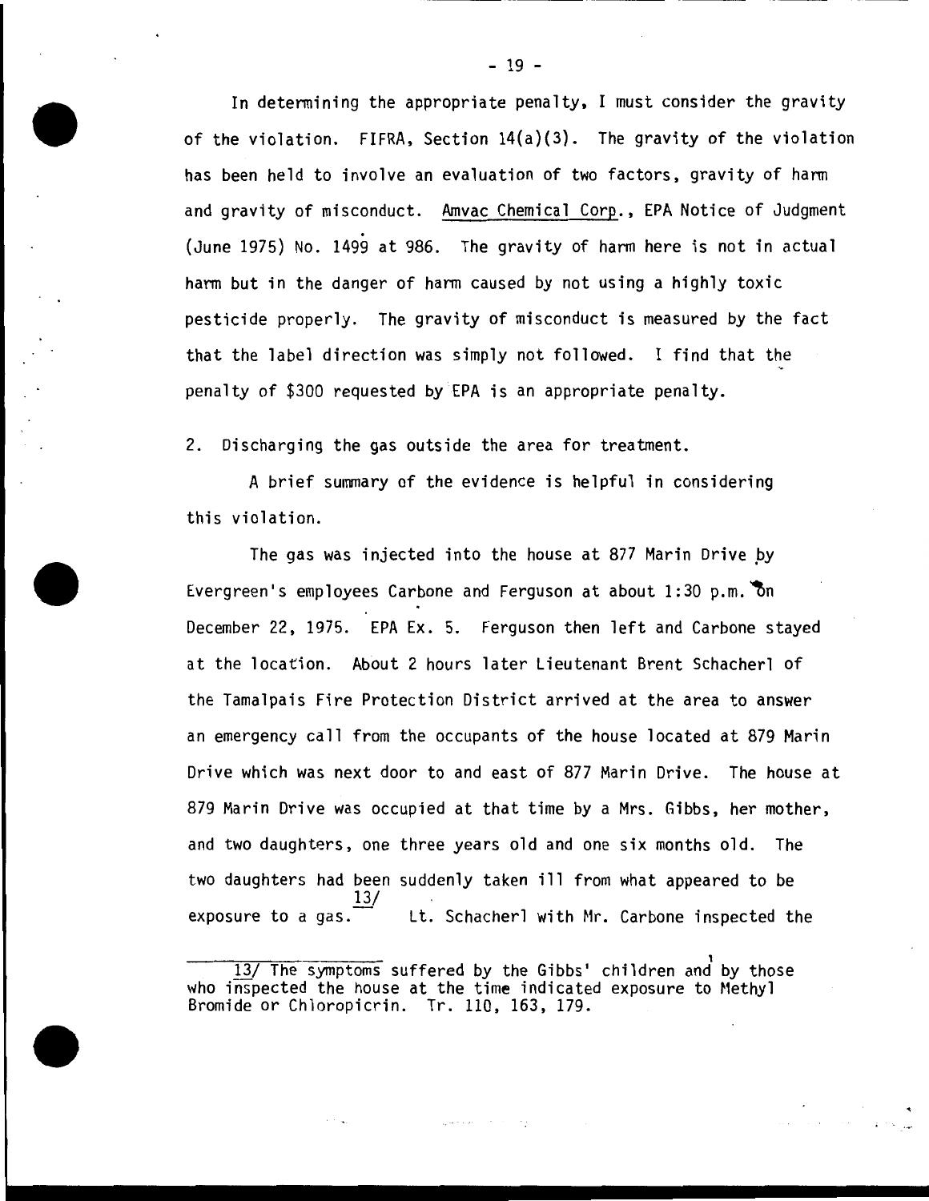In determining the appropriate penalty, I must consider the gravity of the violation. FIFRA, Section 14(a)(3). The gravity of the violation has been held to involve an evaluation of two factors, gravity of harm and gravity of misconduct. Amvac Chemical Corp., EPA Notice of Judgment (June 1975) No. 1499 at 986. The gravity of harm here is not in actual harm but in the danger of harm caused by not using a highly toxic pesticide properly. The gravity of misconduct is measured by the fact that the label direction was simply not followed. I find that the penalty of $300 requested by EPA is an appropriate penalty.

2. Discharging the gas outside the area for treatment.

A brief summary of the evidence is helpful in considering this violation.

The gas was injected into the house at 877 Marin Drive by Evergreen's employees Carbone and Ferguson at about 1:30 p.m. on December 22, 1975. EPA Ex. 5. Ferguson then left and Carbone stayed at the location. About 2 hours later Lieutenant Brent Schacherl of the Tamalpais Fire Protection District arrived at the area to answer an emergency call from the occupants of the house located at 879 Marin Drive which was next door to and east of 877 Marin Drive. The house at 879 Marin Drive was occupied at that time by a Mrs. Gibbs, her mother, and two daughters, one three years old and one six months old. The two daughters had been suddenly taken ill from what appeared to be exposure to a gas.[13/] Lt. Schacherl with Mr. Carbone inspected the

---

13/ The symptoms suffered by the Gibbs' children and by those who inspected the house at the time indicated exposure to Methyl Bromide or Chloropicrin. Tr. 110, 163, 179.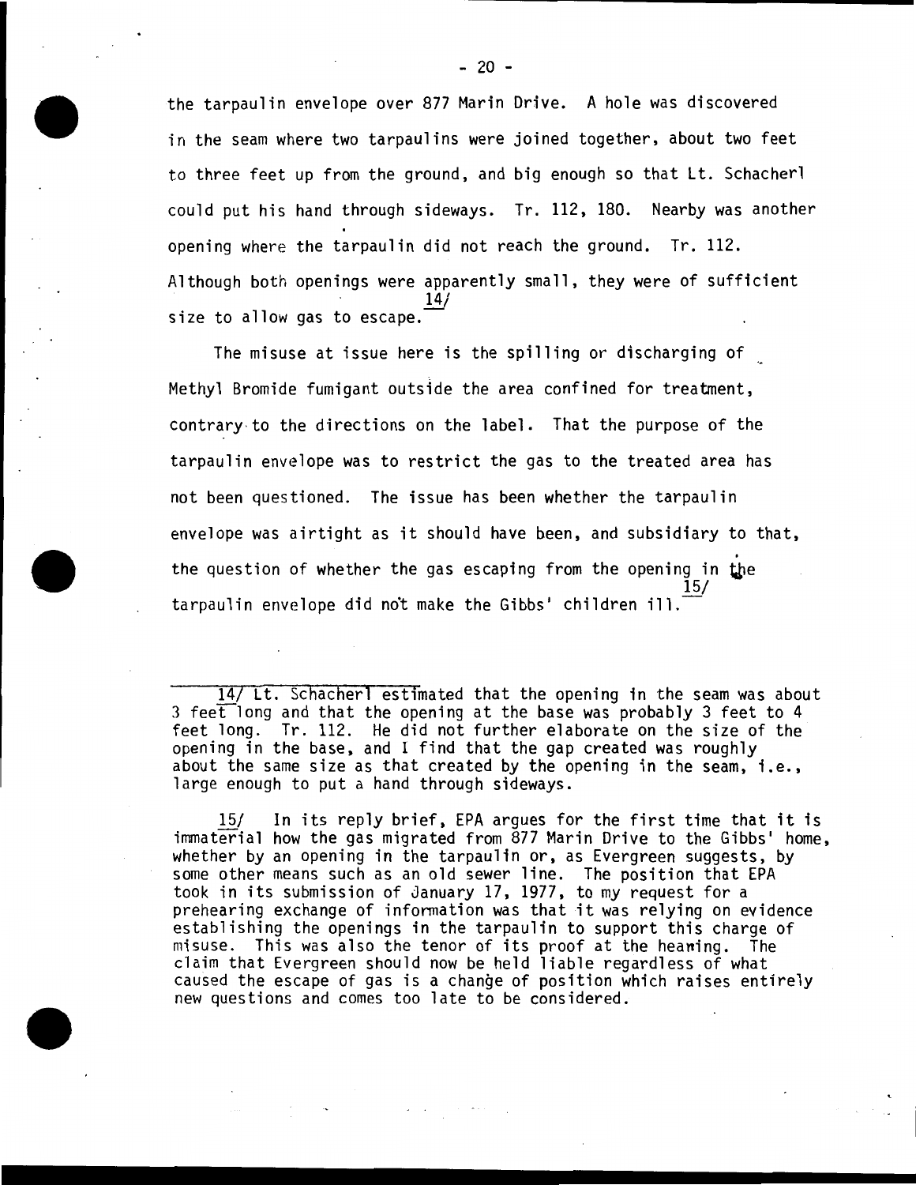the tarpaulin envelope over 877 Marin Drive. A hole was discovered in the seam where two tarpaulins were joined together, about two feet to three feet up from the ground, and big enough so that Lt. Schacherl could put his hand through sideways. Tr. 112, 180. Nearby was another opening where the tarpaulin did not reach the ground. Tr. 112. Although both openings were apparently small, they were of sufficient size to allow gas to escape.[14/]

The misuse at issue here is the spilling or discharging of Methyl Bromide fumigant outside the area confined for treatment, contrary to the directions on the label. That the purpose of the tarpaulin envelope was to restrict the gas to the treated area has not been questioned. The issue has been whether the tarpaulin envelope was airtight as it should have been, and subsidiary to that, the question of whether the gas escaping from the opening in the tarpaulin envelope did not make the Gibbs' children ill.[15/]

---

14/ Lt. Schacherl estimated that the opening in the seam was about 3 feet long and that the opening at the base was probably 3 feet to 4 feet long. Tr. 112. He did not further elaborate on the size of the opening in the base, and I find that the gap created was roughly about the same size as that created by the opening in the seam, i.e., large enough to put a hand through sideways.

15/ In its reply brief, EPA argues for the first time that it is immaterial how the gas migrated from 877 Marin Drive to the Gibbs' home, whether by an opening in the tarpaulin or, as Evergreen suggests, by some other means such as an old sewer line. The position that EPA took in its submission of January 17, 1977, to my request for a prehearing exchange of information was that it was relying on evidence establishing the openings in the tarpaulin to support this charge of misuse. This was also the tenor of its proof at the hearing. The claim that Evergreen should now be held liable regardless of what caused the escape of gas is a change of position which raises entirely new questions and comes too late to be considered.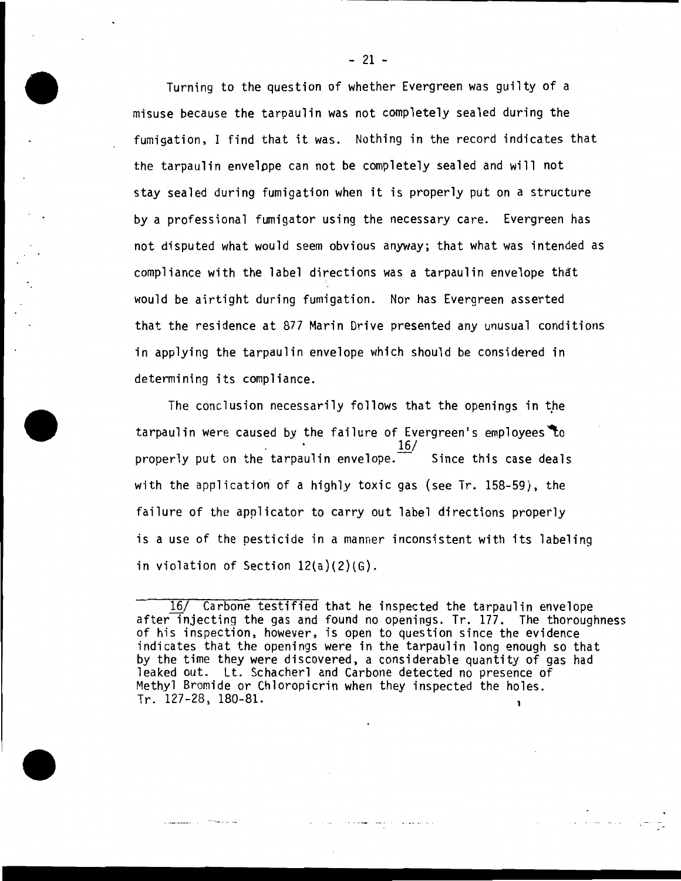Turning to the question of whether Evergreen was guilty of a misuse because the tarpaulin was not completely sealed during the fumigation, I find that it was. Nothing in the record indicates that the tarpaulin envelppe can not be completely sealed and will not stay sealed during fumigation when it is properly put on a structure by a professional fumigator using the necessary care. Evergreen has not disputed what would seem obvious anyway; that what was intended as compliance with the label directions was a tarpaulin envelope that would be airtight during fumigation. Nor has Evergreen asserted that the residence at 877 Marin Drive presented any unusual conditions in applying the tarpaulin envelope which should be considered in determining its compliance.

The conclusion necessarily follows that the openings in the tarpaulin were caused by the failure of Evergreen's employees to properly put on the tarpaulin envelope.[16/] Since this case deals with the application of a highly toxic gas (see Tr. 158-59), the failure of the applicator to carry out label directions properly is a use of the pesticide in a manner inconsistent with its labeling in violation of Section 12(a)(2)(G).

---

16/ Carbone testified that he inspected the tarpaulin envelope after injecting the gas and found no openings. Tr. 177. The thoroughness of his inspection, however, is open to question since the evidence indicates that the openings were in the tarpaulin long enough so that by the time they were discovered, a considerable quantity of gas had leaked out. Lt. Schacherl and Carbone detected no presence of Methyl Bromide or Chloropicrin when they inspected the holes. Tr. 127-28, 180-81.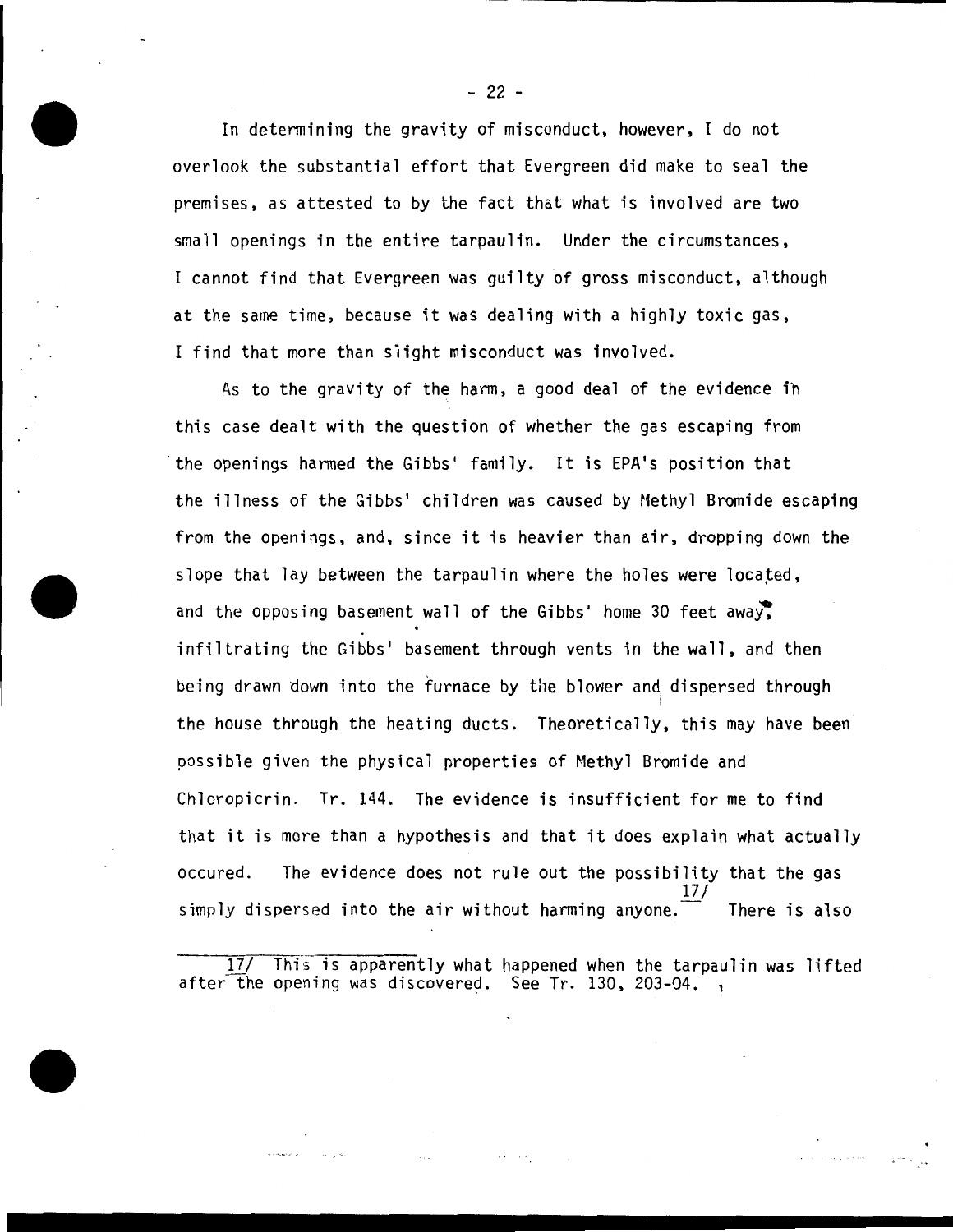In determining the gravity of misconduct, however, I do not overlook the substantial effort that Evergreen did make to seal the premises, as attested to by the fact that what is involved are two small openings in the entire tarpaulin. Under the circumstances, I cannot find that Evergreen was guilty of gross misconduct, although at the same time, because it was dealing with a highly toxic gas, I find that more than slight misconduct was involved.

As to the gravity of the harm, a good deal of the evidence in this case dealt with the question of whether the gas escaping from the openings harmed the Gibbs' family. It is EPA's position that the illness of the Gibbs' children was caused by Methyl Bromide escaping from the openings, and, since it is heavier than air, dropping down the slope that lay between the tarpaulin where the holes were located, and the opposing basement wall of the Gibbs' home 30 feet away, infiltrating the Gibbs' basement through vents in the wall, and then being drawn down into the furnace by the blower and dispersed through the house through the heating ducts. Theoretically, this may have been possible given the physical properties of Methyl Bromide and Chloropicrin. Tr. 144. The evidence is insufficient for me to find that it is more than a hypothesis and that it does explain what actually occured. The evidence does not rule out the possibility that the gas simply dispersed into the air without harming anyone.[17] There is also

---

[17] This is apparently what happened when the tarpaulin was lifted after the opening was discovered. See Tr. 130, 203-04.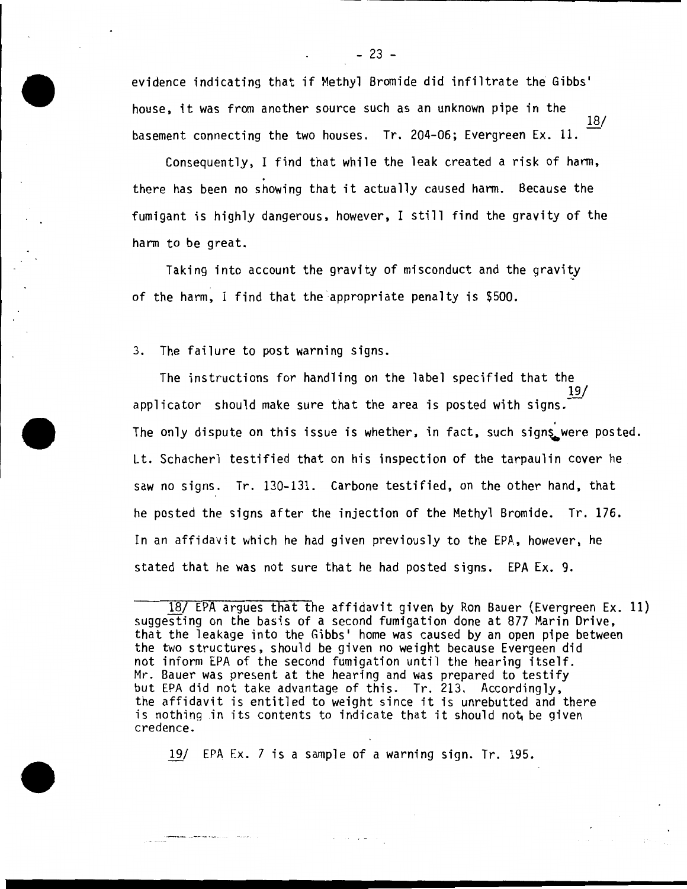evidence indicating that if Methyl Bromide did infiltrate the Gibbs' house, it was from another source such as an unknown pipe in the basement connecting the two houses. Tr. 204-06; Evergreen Ex. 11. [18/]

Consequently, I find that while the leak created a risk of harm, there has been no showing that it actually caused harm. Because the fumigant is highly dangerous, however, I still find the gravity of the harm to be great.

Taking into account the gravity of misconduct and the gravity of the harm, I find that the appropriate penalty is $500.

3. The failure to post warning signs.

The instructions for handling on the label specified that the applicator [19/] should make sure that the area is posted with signs. The only dispute on this issue is whether, in fact, such signs were posted. Lt. Schacherl testified that on his inspection of the tarpaulin cover he saw no signs. Tr. 130-131. Carbone testified, on the other hand, that he posted the signs after the injection of the Methyl Bromide. Tr. 176. In an affidavit which he had given previously to the EPA, however, he stated that he was not sure that he had posted signs. EPA Ex. 9.

---

18/ EPA argues that the affidavit given by Ron Bauer (Evergreen Ex. 11) suggesting on the basis of a second fumigation done at 877 Marin Drive, that the leakage into the Gibbs' home was caused by an open pipe between the two structures, should be given no weight because Evergeen did not inform EPA of the second fumigation until the hearing itself. Mr. Bauer was present at the hearing and was prepared to testify but EPA did not take advantage of this. Tr. 213. Accordingly, the affidavit is entitled to weight since it is unrebutted and there is nothing in its contents to indicate that it should not be given credence.

19/ EPA Ex. 7 is a sample of a warning sign. Tr. 195.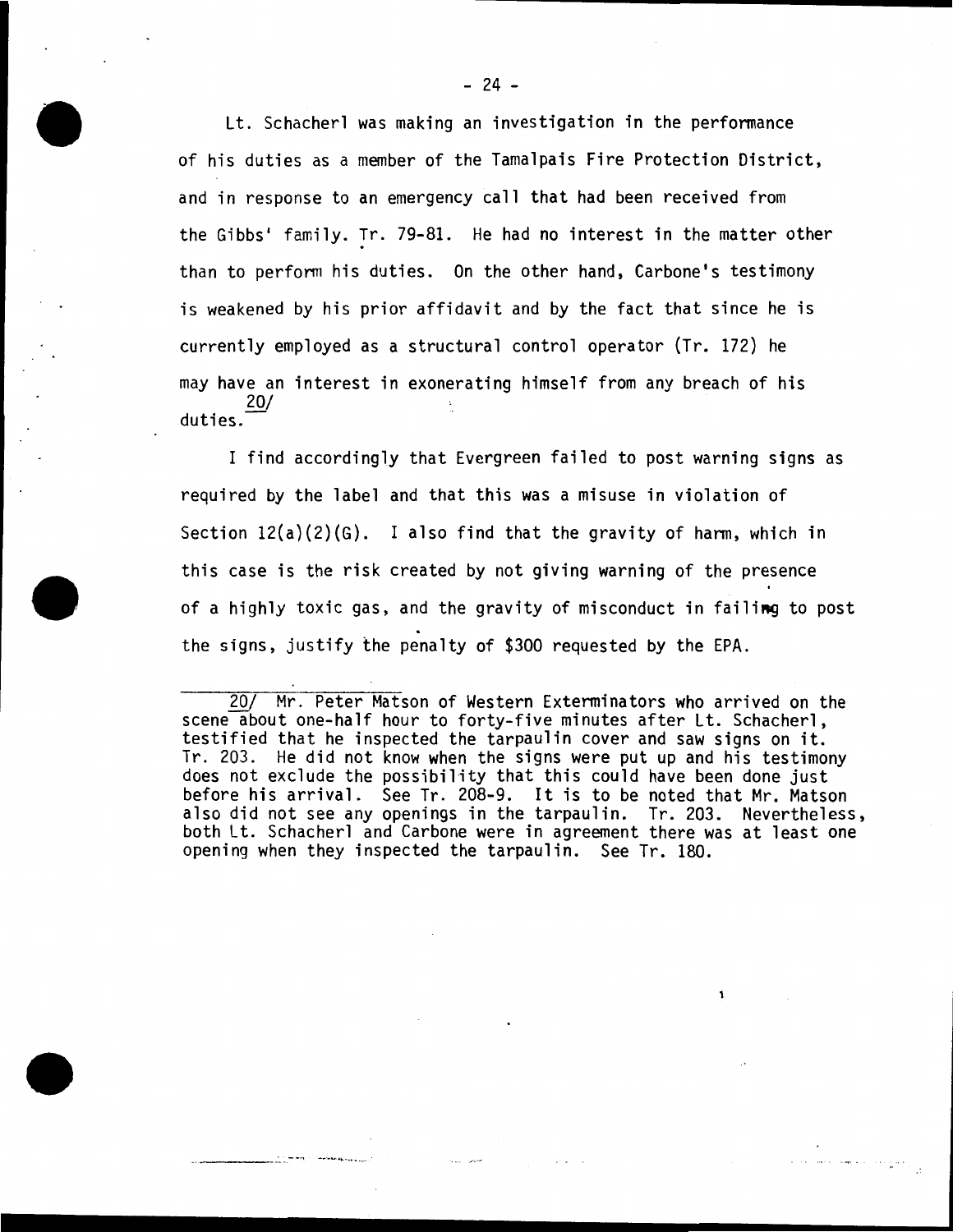Lt. Schacherl was making an investigation in the performance of his duties as a member of the Tamalpais Fire Protection District, and in response to an emergency call that had been received from the Gibbs' family. Tr. 79-81. He had no interest in the matter other than to perform his duties. On the other hand, Carbone's testimony is weakened by his prior affidavit and by the fact that since he is currently employed as a structural control operator (Tr. 172) he may have an interest in exonerating himself from any breach of his duties.[20]

I find accordingly that Evergreen failed to post warning signs as required by the label and that this was a misuse in violation of Section 12(a)(2)(G). I also find that the gravity of harm, which in this case is the risk created by not giving warning of the presence of a highly toxic gas, and the gravity of misconduct in failing to post the signs, justify the penalty of $300 requested by the EPA.

---

20/ Mr. Peter Matson of Western Exterminators who arrived on the scene about one-half hour to forty-five minutes after Lt. Schacherl, testified that he inspected the tarpaulin cover and saw signs on it. Tr. 203. He did not know when the signs were put up and his testimony does not exclude the possibility that this could have been done just before his arrival. See Tr. 208-9. It is to be noted that Mr. Matson also did not see any openings in the tarpaulin. Tr. 203. Nevertheless, both Lt. Schacherl and Carbone were in agreement there was at least one opening when they inspected the tarpaulin. See Tr. 180.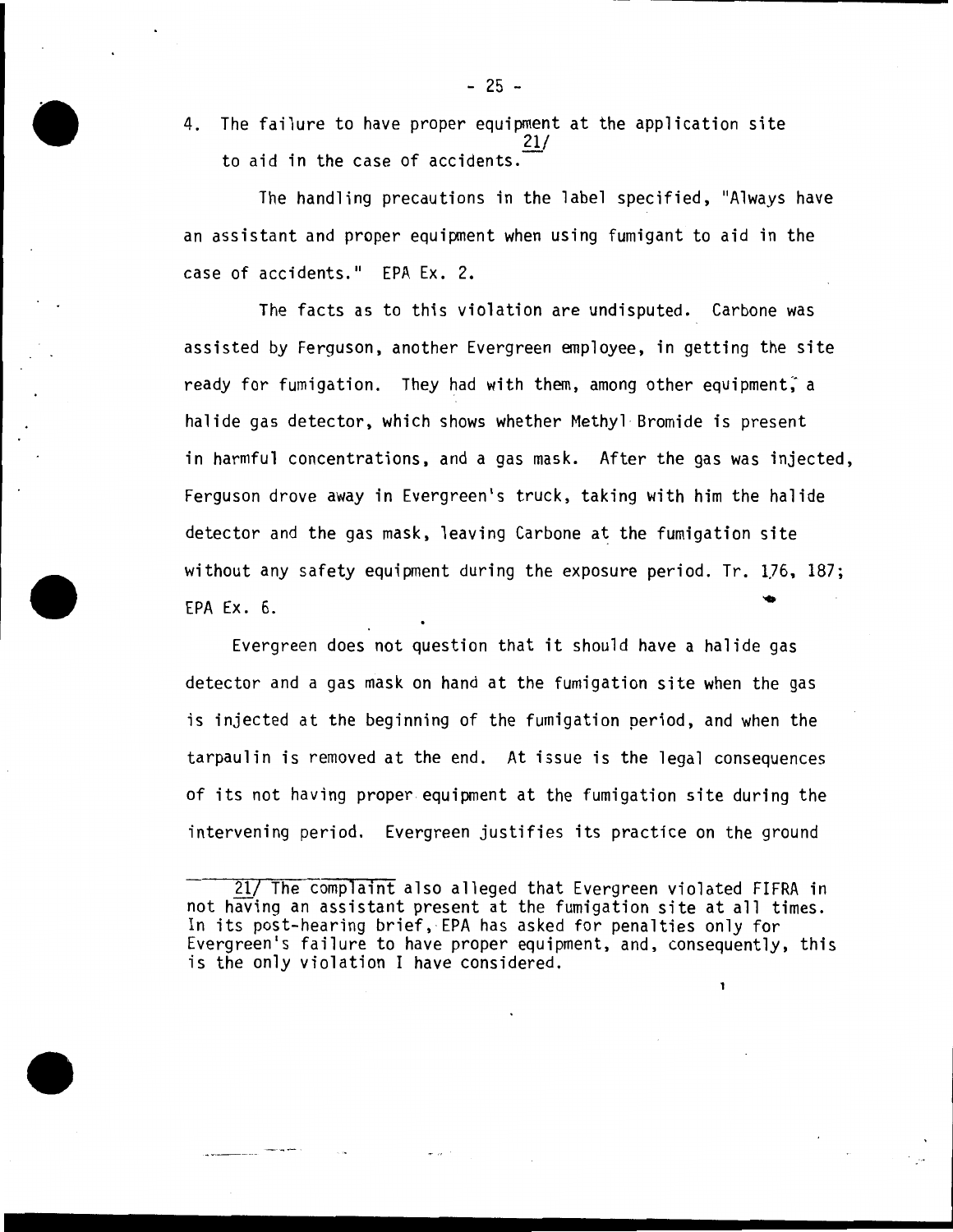4. The failure to have proper equipment at the application site to aid in the case of accidents.[21/]

The handling precautions in the label specified, "Always have an assistant and proper equipment when using fumigant to aid in the case of accidents." EPA Ex. 2.

The facts as to this violation are undisputed. Carbone was assisted by Ferguson, another Evergreen employee, in getting the site ready for fumigation. They had with them, among other equipment, a halide gas detector, which shows whether Methyl Bromide is present in harmful concentrations, and a gas mask. After the gas was injected, Ferguson drove away in Evergreen's truck, taking with him the halide detector and the gas mask, leaving Carbone at the fumigation site without any safety equipment during the exposure period. Tr. 176, 187; EPA Ex. 6.

Evergreen does not question that it should have a halide gas detector and a gas mask on hand at the fumigation site when the gas is injected at the beginning of the fumigation period, and when the tarpaulin is removed at the end. At issue is the legal consequences of its not having proper equipment at the fumigation site during the intervening period. Evergreen justifies its practice on the ground

---

21/ The complaint also alleged that Evergreen violated FIFRA in not having an assistant present at the fumigation site at all times. In its post-hearing brief, EPA has asked for penalties only for Evergreen's failure to have proper equipment, and, consequently, this is the only violation I have considered.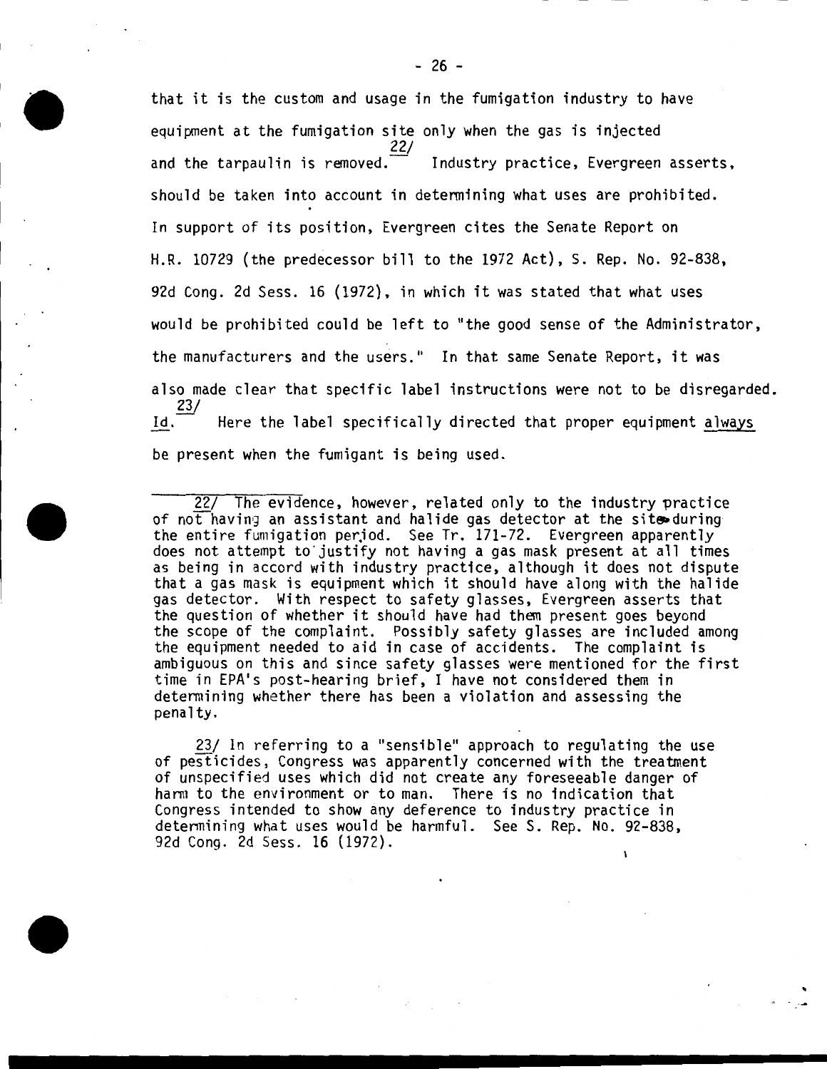that it is the custom and usage in the fumigation industry to have equipment at the fumigation site only when the gas is injected and the tarpaulin is removed.[22/] Industry practice, Evergreen asserts, should be taken into account in determining what uses are prohibited. In support of its position, Evergreen cites the Senate Report on H.R. 10729 (the predecessor bill to the 1972 Act), S. Rep. No. 92-838, 92d Cong. 2d Sess. 16 (1972), in which it was stated that what uses would be prohibited could be left to "the good sense of the Administrator, the manufacturers and the users." In that same Senate Report, it was also made clear that specific label instructions were not to be disregarded. *Id.*[23/] Here the label specifically directed that proper equipment <u>always</u> be present when the fumigant is being used.

---

22/ The evidence, however, related only to the industry practice of not having an assistant and halide gas detector at the site during the entire fumigation period. See Tr. 171-72. Evergreen apparently does not attempt to justify not having a gas mask present at all times as being in accord with industry practice, although it does not dispute that a gas mask is equipment which it should have along with the halide gas detector. With respect to safety glasses, Evergreen asserts that the question of whether it should have had them present goes beyond the scope of the complaint. Possibly safety glasses are included among the equipment needed to aid in case of accidents. The complaint is ambiguous on this and since safety glasses were mentioned for the first time in EPA's post-hearing brief, I have not considered them in determining whether there has been a violation and assessing the penalty.

23/ In referring to a "sensible" approach to regulating the use of pesticides, Congress was apparently concerned with the treatment of unspecified uses which did not create any foreseeable danger of harm to the environment or to man. There is no indication that Congress intended to show any deference to industry practice in determining what uses would be harmful. See S. Rep. No. 92-838, 92d Cong. 2d Sess. 16 (1972).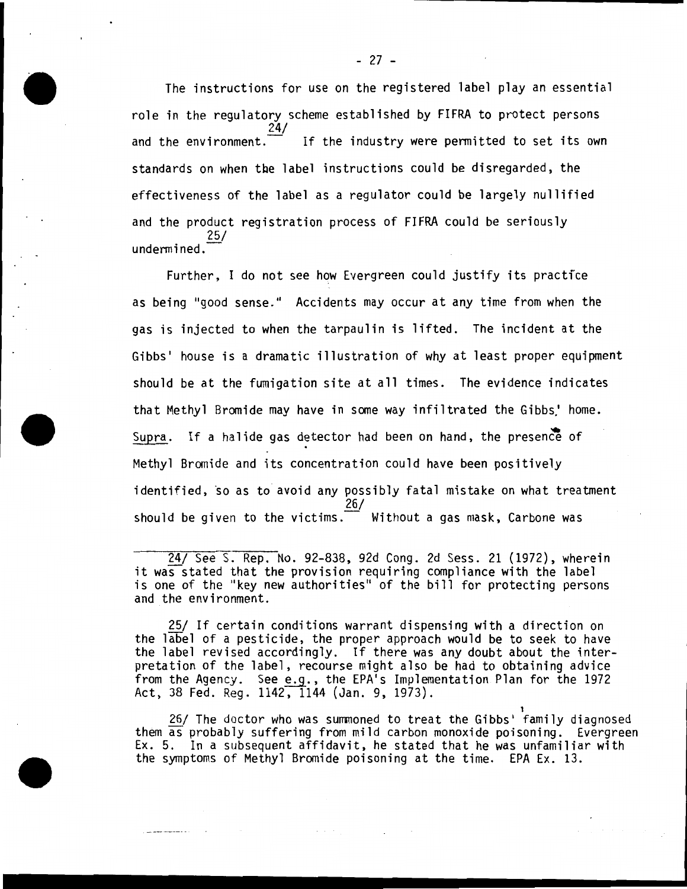The instructions for use on the registered label play an essential role in the regulatory scheme established by FIFRA to protect persons and the environment.[24/] If the industry were permitted to set its own standards on when the label instructions could be disregarded, the effectiveness of the label as a regulator could be largely nullified and the product registration process of FIFRA could be seriously undermined.[25/]

Further, I do not see how Evergreen could justify its practice as being "good sense." Accidents may occur at any time from when the gas is injected to when the tarpaulin is lifted. The incident at the Gibbs' house is a dramatic illustration of why at least proper equipment should be at the fumigation site at all times. The evidence indicates that Methyl Bromide may have in some way infiltrated the Gibbs' home. *Supra*. If a halide gas detector had been on hand, the presence of Methyl Bromide and its concentration could have been positively identified, so as to avoid any possibly fatal mistake on what treatment should be given to the victims.[26/] Without a gas mask, Carbone was

---

24/ See S. Rep. No. 92-838, 92d Cong. 2d Sess. 21 (1972), wherein it was stated that the provision requiring compliance with the label is one of the "key new authorities" of the bill for protecting persons and the environment.

25/ If certain conditions warrant dispensing with a direction on the label of a pesticide, the proper approach would be to seek to have the label revised accordingly. If there was any doubt about the interpretation of the label, recourse might also be had to obtaining advice from the Agency. See *e.g.*, the EPA's Implementation Plan for the 1972 Act, 38 Fed. Reg. 1142, 1144 (Jan. 9, 1973).

26/ The doctor who was summoned to treat the Gibbs' family diagnosed them as probably suffering from mild carbon monoxide poisoning. Evergreen Ex. 5. In a subsequent affidavit, he stated that he was unfamiliar with the symptoms of Methyl Bromide poisoning at the time. EPA Ex. 13.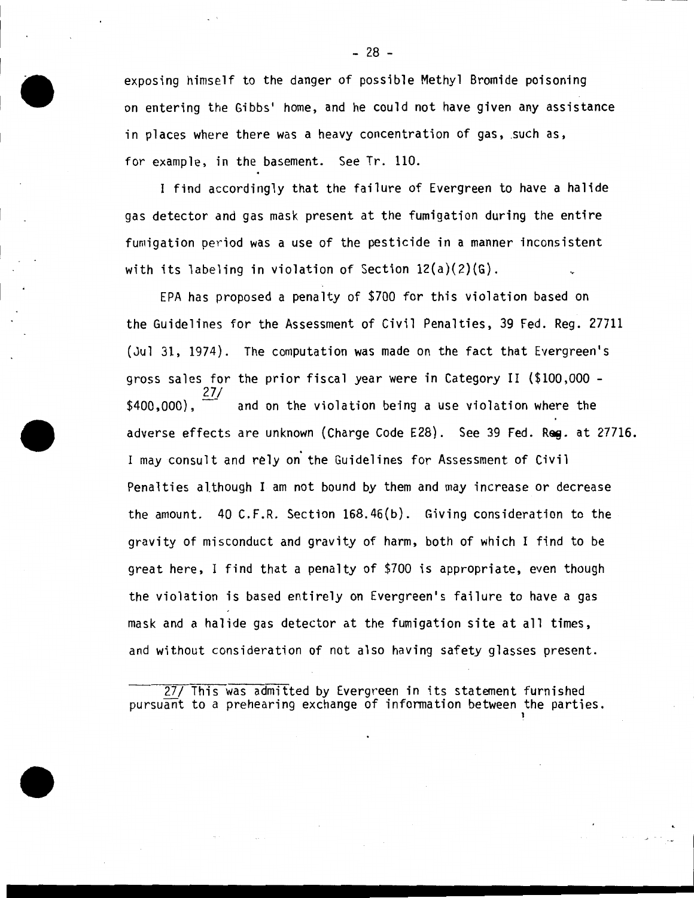exposing himself to the danger of possible Methyl Bromide poisoning on entering the Gibbs' home, and he could not have given any assistance in places where there was a heavy concentration of gas, such as, for example, in the basement. See Tr. 110.

I find accordingly that the failure of Evergreen to have a halide gas detector and gas mask present at the fumigation during the entire fumigation period was a use of the pesticide in a manner inconsistent with its labeling in violation of Section 12(a)(2)(G).

EPA has proposed a penalty of $700 for this violation based on the Guidelines for the Assessment of Civil Penalties, 39 Fed. Reg. 27711 (Jul 31, 1974). The computation was made on the fact that Evergreen's gross sales for the prior fiscal year were in Category II ($100,000 - $400,000),[27] and on the violation being a use violation where the adverse effects are unknown (Charge Code E28). See 39 Fed. Reg. at 27716. I may consult and rely on the Guidelines for Assessment of Civil Penalties although I am not bound by them and may increase or decrease the amount. 40 C.F.R. Section 168.46(b). Giving consideration to the gravity of misconduct and gravity of harm, both of which I find to be great here, I find that a penalty of $700 is appropriate, even though the violation is based entirely on Evergreen's failure to have a gas mask and a halide gas detector at the fumigation site at all times, and without consideration of not also having safety glasses present.

---

27/ This was admitted by Evergreen in its statement furnished pursuant to a prehearing exchange of information between the parties.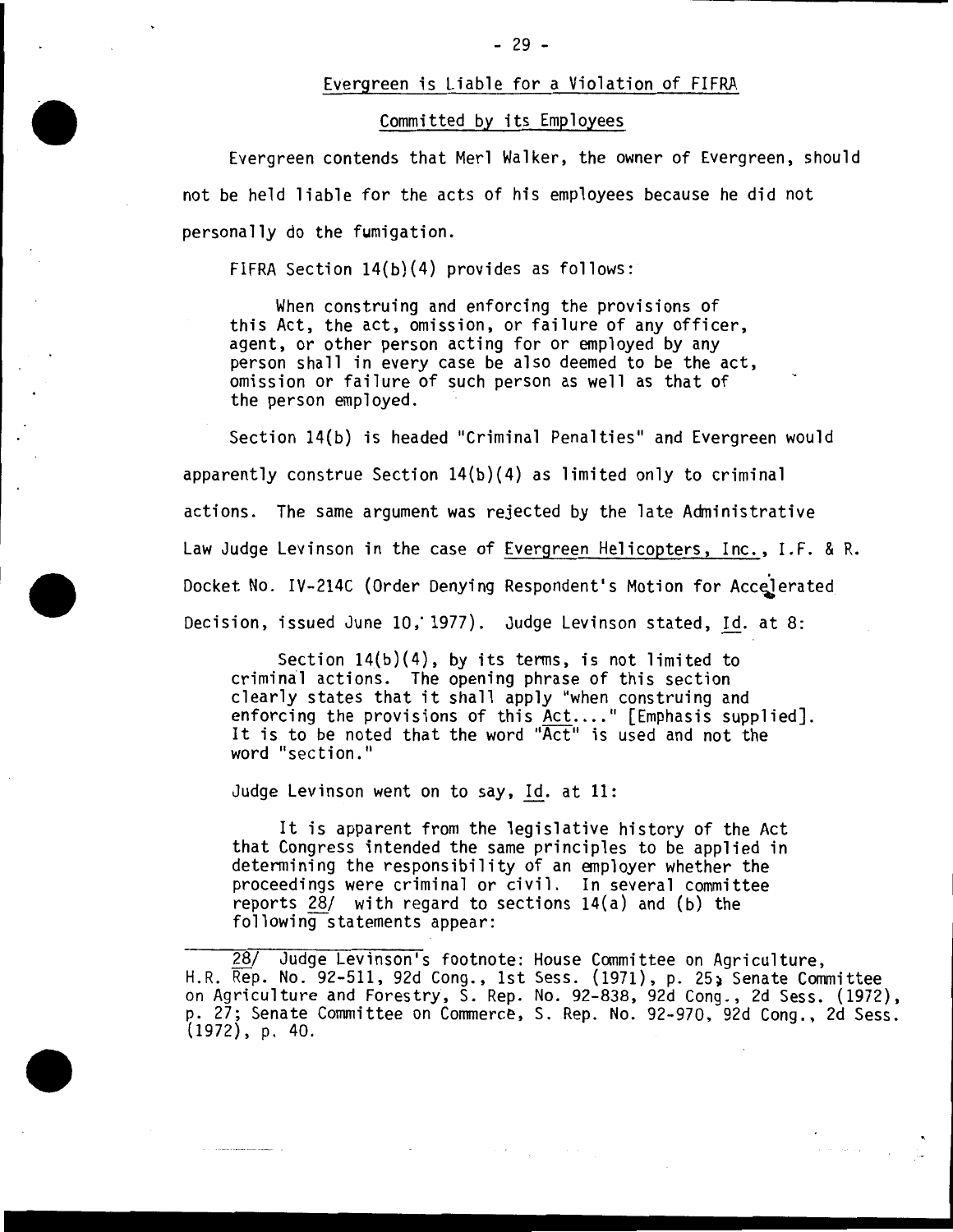## Evergreen is Liable for a Violation of FIFRA

## Committed by its Employees

Evergreen contends that Merl Walker, the owner of Evergreen, should not be held liable for the acts of his employees because he did not personally do the fumigation.

FIFRA Section 14(b)(4) provides as follows:

> When construing and enforcing the provisions of this Act, the act, omission, or failure of any officer, agent, or other person acting for or employed by any person shall in every case be also deemed to be the act, omission or failure of such person as well as that of the person employed.

Section 14(b) is headed "Criminal Penalties" and Evergreen would apparently construe Section 14(b)(4) as limited only to criminal actions. The same argument was rejected by the late Administrative Law Judge Levinson in the case of Evergreen Helicopters, Inc., I.F. & R. Docket No. IV-214C (Order Denying Respondent's Motion for Accelerated Decision, issued June 10, 1977). Judge Levinson stated, Id. at 8:

> Section 14(b)(4), by its terms, is not limited to criminal actions. The opening phrase of this section clearly states that it shall apply "when construing and enforcing the provisions of this Act...." [Emphasis supplied]. It is to be noted that the word "Act" is used and not the word "section."

Judge Levinson went on to say, Id. at 11:

> It is apparent from the legislative history of the Act that Congress intended the same principles to be applied in determining the responsibility of an employer whether the proceedings were criminal or civil. In several committee reports 28/ with regard to sections 14(a) and (b) the following statements appear:

---

28/ Judge Levinson's footnote: House Committee on Agriculture, H.R. Rep. No. 92-511, 92d Cong., 1st Sess. (1971), p. 25; Senate Committee on Agriculture and Forestry, S. Rep. No. 92-838, 92d Cong., 2d Sess. (1972), p. 27; Senate Committee on Commerce, S. Rep. No. 92-970, 92d Cong., 2d Sess. (1972), p. 40.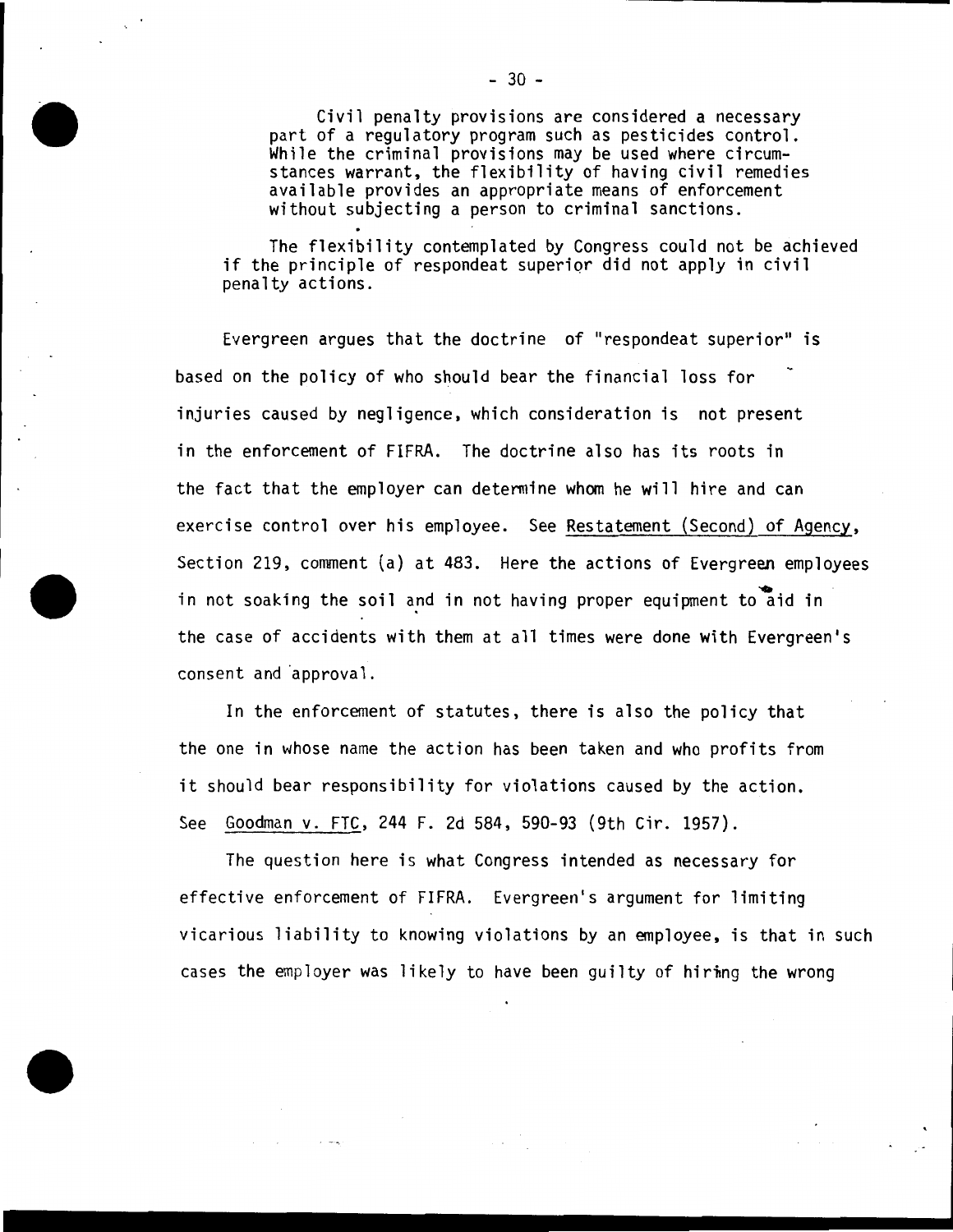> Civil penalty provisions are considered a necessary part of a regulatory program such as pesticides control. While the criminal provisions may be used where circumstances warrant, the flexibility of having civil remedies available provides an appropriate means of enforcement without subjecting a person to criminal sanctions.

The flexibility contemplated by Congress could not be achieved if the principle of respondeat superior did not apply in civil penalty actions.

Evergreen argues that the doctrine of "respondeat superior" is based on the policy of who should bear the financial loss for injuries caused by negligence, which consideration is not present in the enforcement of FIFRA. The doctrine also has its roots in the fact that the employer can determine whom he will hire and can exercise control over his employee. See Restatement (Second) of Agency, Section 219, comment (a) at 483. Here the actions of Evergreen employees in not soaking the soil and in not having proper equipment to aid in the case of accidents with them at all times were done with Evergreen's consent and approval.

In the enforcement of statutes, there is also the policy that the one in whose name the action has been taken and who profits from it should bear responsibility for violations caused by the action. See Goodman v. FTC, 244 F. 2d 584, 590-93 (9th Cir. 1957).

The question here is what Congress intended as necessary for effective enforcement of FIFRA. Evergreen's argument for limiting vicarious liability to knowing violations by an employee, is that in such cases the employer was likely to have been guilty of hiring the wrong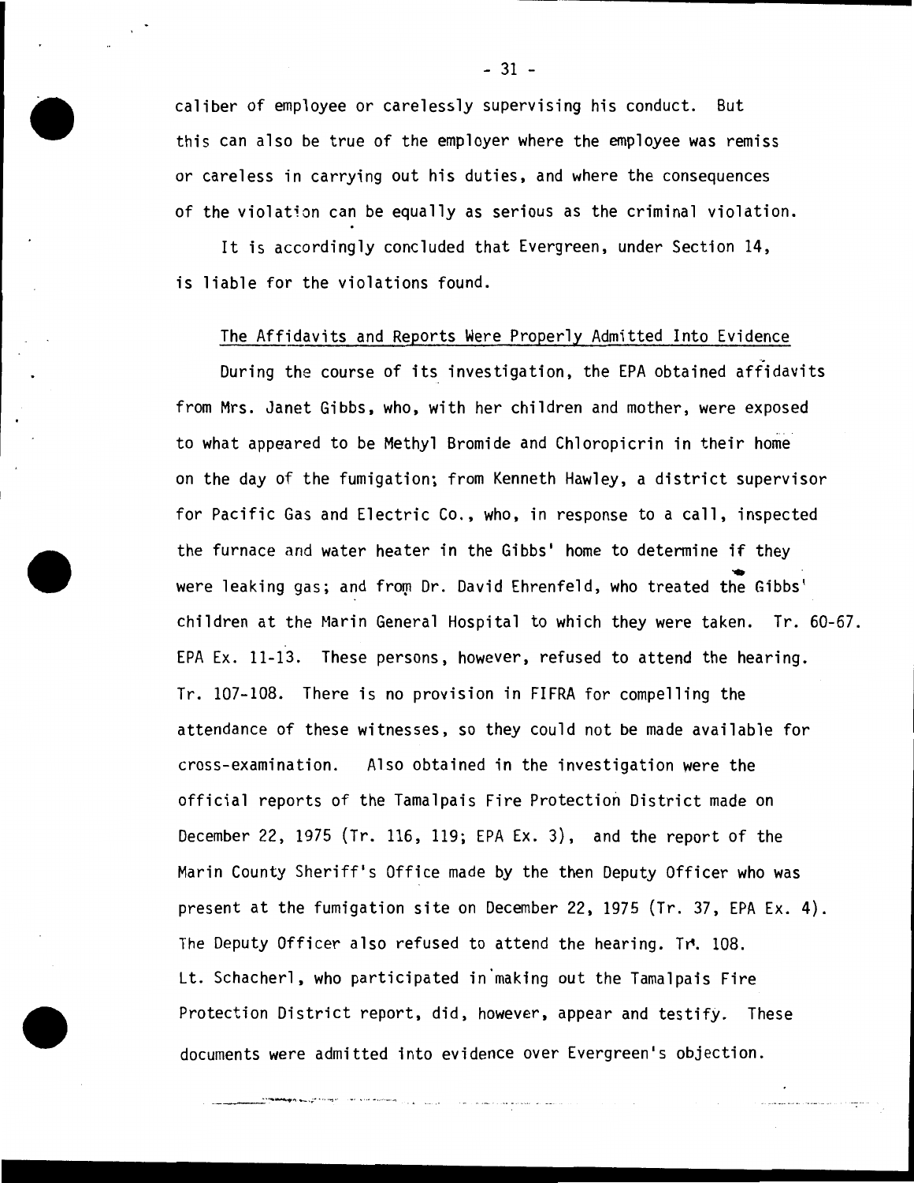caliber of employee or carelessly supervising his conduct. But this can also be true of the employer where the employee was remiss or careless in carrying out his duties, and where the consequences of the violation can be equally as serious as the criminal violation.

It is accordingly concluded that Evergreen, under Section 14, is liable for the violations found.

## The Affidavits and Reports Were Properly Admitted Into Evidence

During the course of its investigation, the EPA obtained affidavits from Mrs. Janet Gibbs, who, with her children and mother, were exposed to what appeared to be Methyl Bromide and Chloropicrin in their home on the day of the fumigation; from Kenneth Hawley, a district supervisor for Pacific Gas and Electric Co., who, in response to a call, inspected the furnace and water heater in the Gibbs' home to determine if they were leaking gas; and from Dr. David Ehrenfeld, who treated the Gibbs' children at the Marin General Hospital to which they were taken. Tr. 60-67. EPA Ex. 11-13. These persons, however, refused to attend the hearing. Tr. 107-108. There is no provision in FIFRA for compelling the attendance of these witnesses, so they could not be made available for cross-examination. Also obtained in the investigation were the official reports of the Tamalpais Fire Protection District made on December 22, 1975 (Tr. 116, 119; EPA Ex. 3), and the report of the Marin County Sheriff's Office made by the then Deputy Officer who was present at the fumigation site on December 22, 1975 (Tr. 37, EPA Ex. 4). The Deputy Officer also refused to attend the hearing. Tr. 108. Lt. Schacherl, who participated in making out the Tamalpais Fire Protection District report, did, however, appear and testify. These documents were admitted into evidence over Evergreen's objection.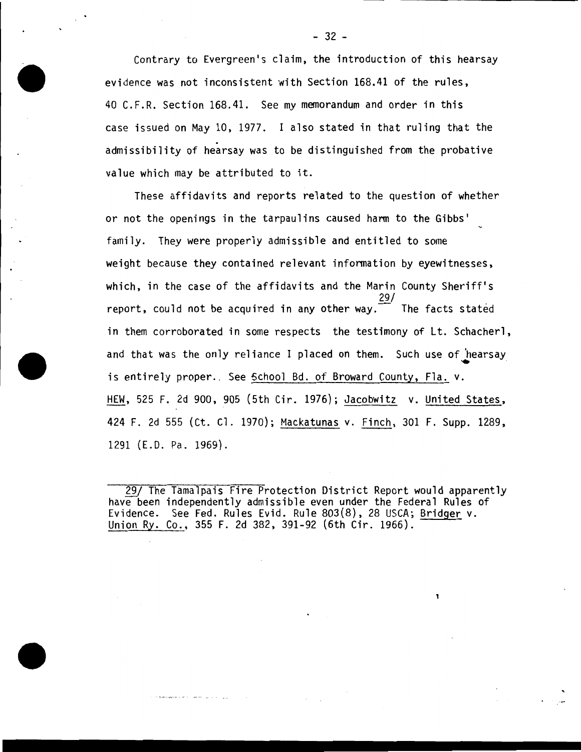Contrary to Evergreen's claim, the introduction of this hearsay evidence was not inconsistent with Section 168.41 of the rules, 40 C.F.R. Section 168.41. See my memorandum and order in this case issued on May 10, 1977. I also stated in that ruling that the admissibility of hearsay was to be distinguished from the probative value which may be attributed to it.

These affidavits and reports related to the question of whether or not the openings in the tarpaulins caused harm to the Gibbs' family. They were properly admissible and entitled to some weight because they contained relevant information by eyewitnesses, which, in the case of the affidavits and the Marin County Sheriff's report, could not be acquired in any other way.[29/] The facts stated in them corroborated in some respects the testimony of Lt. Schacherl, and that was the only reliance I placed on them. Such use of hearsay is entirely proper. See School Bd. of Broward County, Fla. v. HEW, 525 F. 2d 900, 905 (5th Cir. 1976); Jacobwitz v. United States, 424 F. 2d 555 (Ct. Cl. 1970); Mackatunas v. Finch, 301 F. Supp. 1289, 1291 (E.D. Pa. 1969).

---

29/ The Tamalpais Fire Protection District Report would apparently have been independently admissible even under the Federal Rules of Evidence. See Fed. Rules Evid. Rule 803(8), 28 USCA; Bridger v. Union Ry. Co., 355 F. 2d 382, 391-92 (6th Cir. 1966).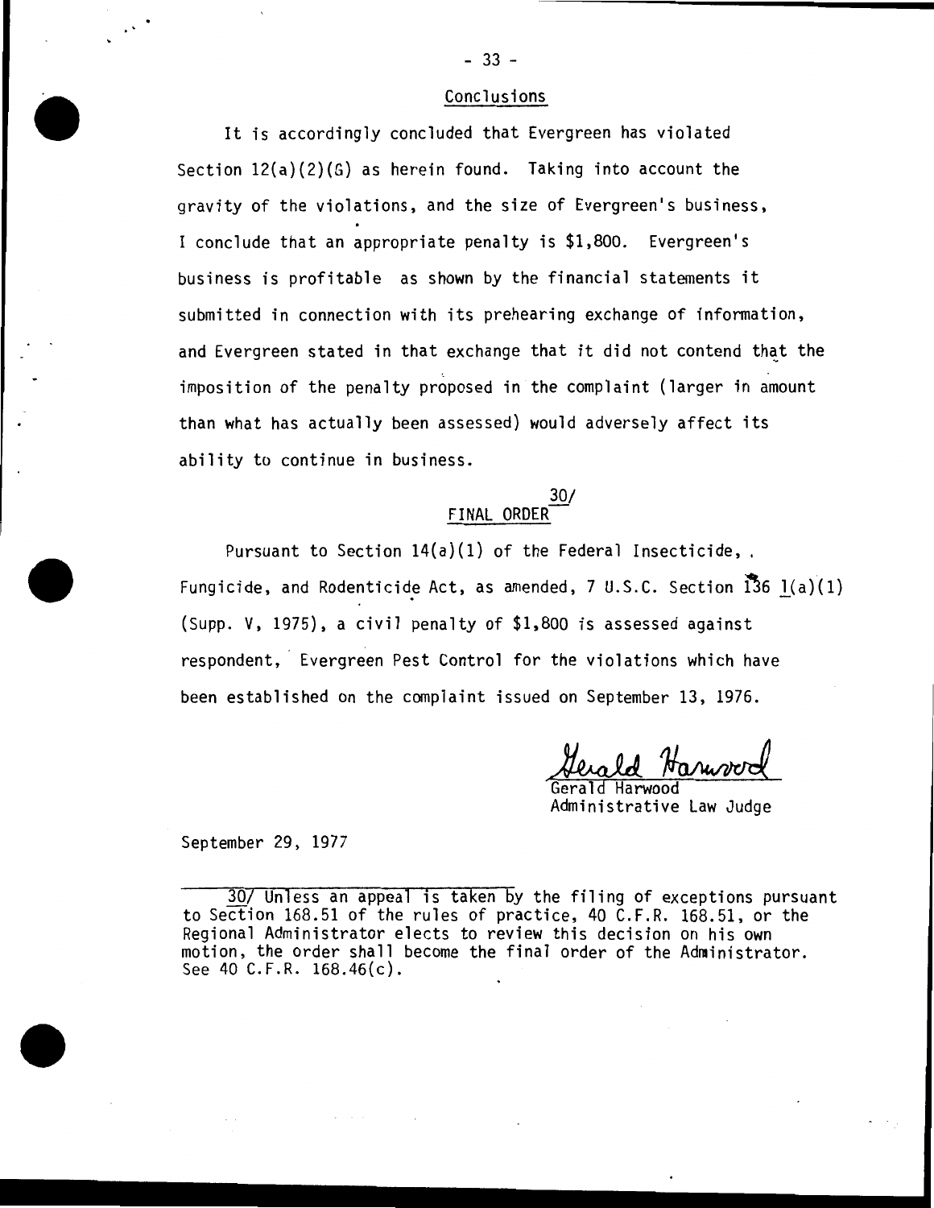## Conclusions

It is accordingly concluded that Evergreen has violated Section 12(a)(2)(G) as herein found. Taking into account the gravity of the violations, and the size of Evergreen's business, I conclude that an appropriate penalty is $1,800. Evergreen's business is profitable as shown by the financial statements it submitted in connection with its prehearing exchange of information, and Evergreen stated in that exchange that it did not contend that the imposition of the penalty proposed in the complaint (larger in amount than what has actually been assessed) would adversely affect its ability to continue in business.

## FINAL ORDER[30/]

Pursuant to Section 14(a)(1) of the Federal Insecticide, Fungicide, and Rodenticide Act, as amended, 7 U.S.C. Section 136 l(a)(1) (Supp. V, 1975), a civil penalty of $1,800 is assessed against respondent, Evergreen Pest Control for the violations which have been established on the complaint issued on September 13, 1976.

Gerald Harwood
Administrative Law Judge

September 29, 1977

30/ Unless an appeal is taken by the filing of exceptions pursuant to Section 168.51 of the rules of practice, 40 C.F.R. 168.51, or the Regional Administrator elects to review this decision on his own motion, the order shall become the final order of the Administrator. See 40 C.F.R. 168.46(c).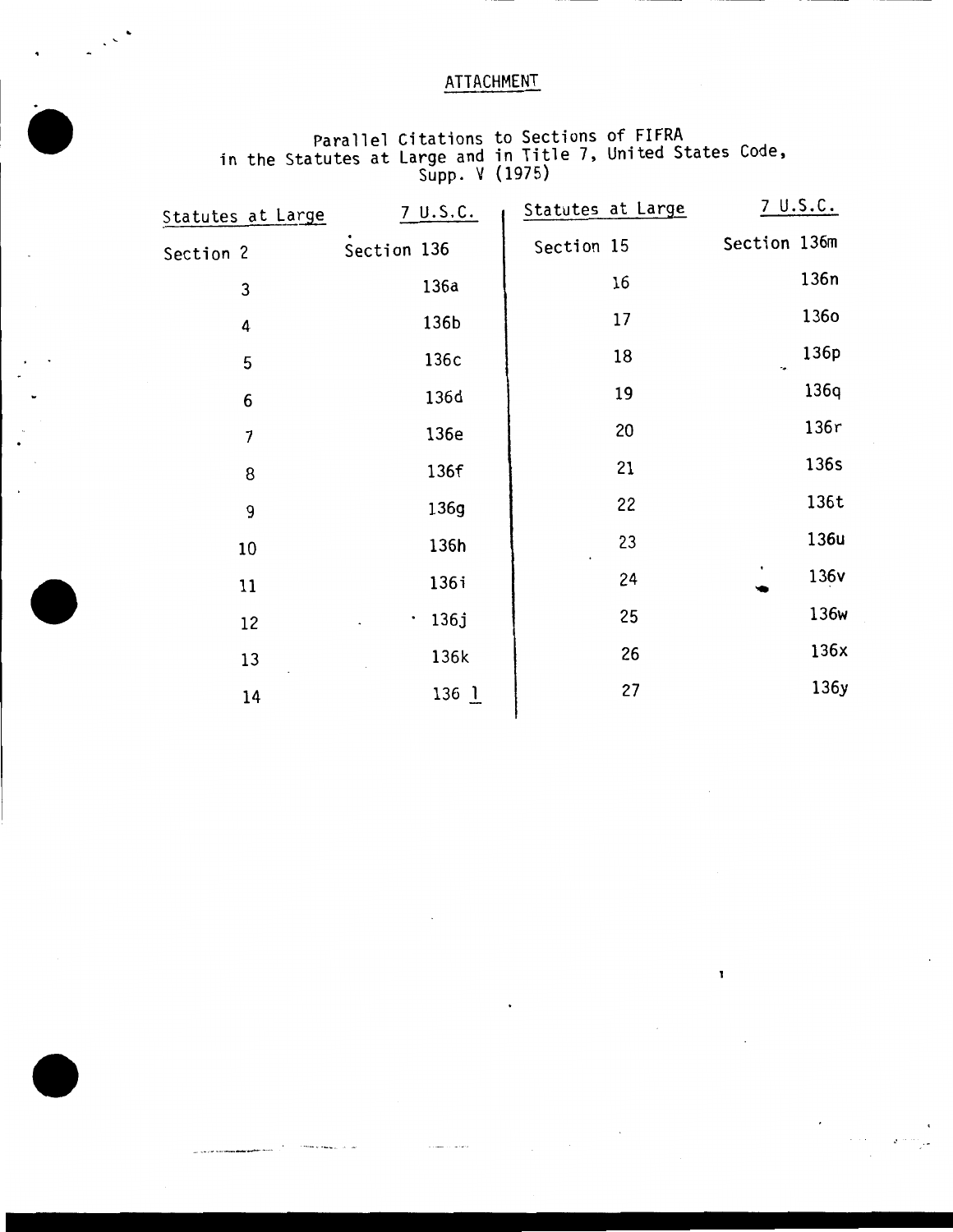ATTACHMENT

Parallel Citations to Sections of FIFRA in the Statutes at Large and in Title 7, United States Code, Supp. V (1975)

| Statutes at Large | 7 U.S.C. | Statutes at Large | 7 U.S.C. |
|---|---|---|---|
| Section 2 | Section 136 | Section 15 | Section 136m |
| 3 | 136a | 16 | 136n |
| 4 | 136b | 17 | 136o |
| 5 | 136c | 18 | 136p |
| 6 | 136d | 19 | 136q |
| 7 | 136e | 20 | 136r |
| 8 | 136f | 21 | 136s |
| 9 | 136g | 22 | 136t |
| 10 | 136h | 23 | 136u |
| 11 | 136i | 24 | 136v |
| 12 | 136j | 25 | 136w |
| 13 | 136k | 26 | 136x |
| 14 | 136 l | 27 | 136y |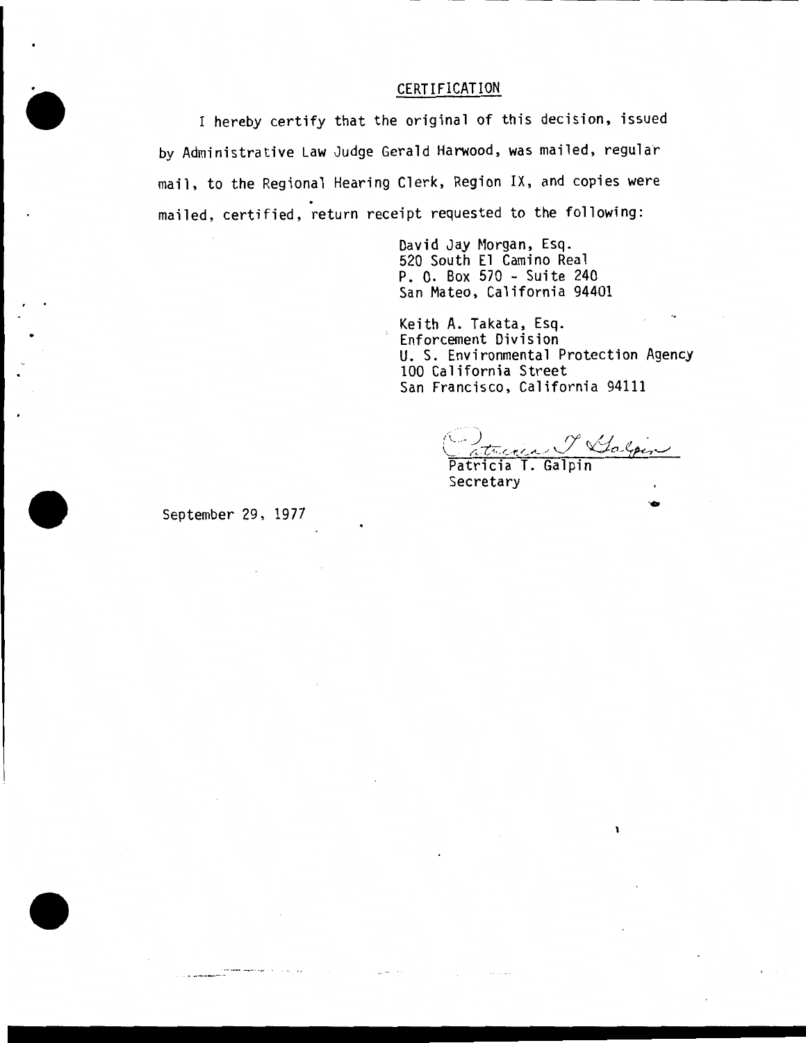## CERTIFICATION

I hereby certify that the original of this decision, issued by Administrative Law Judge Gerald Harwood, was mailed, regular mail, to the Regional Hearing Clerk, Region IX, and copies were mailed, certified, return receipt requested to the following:

David Jay Morgan, Esq.
520 South El Camino Real
P. O. Box 570 - Suite 240
San Mateo, California 94401

Keith A. Takata, Esq.
Enforcement Division
U. S. Environmental Protection Agency
100 California Street
San Francisco, California 94111

Patricia T. Galpin
Patricia T. Galpin
Secretary

September 29, 1977